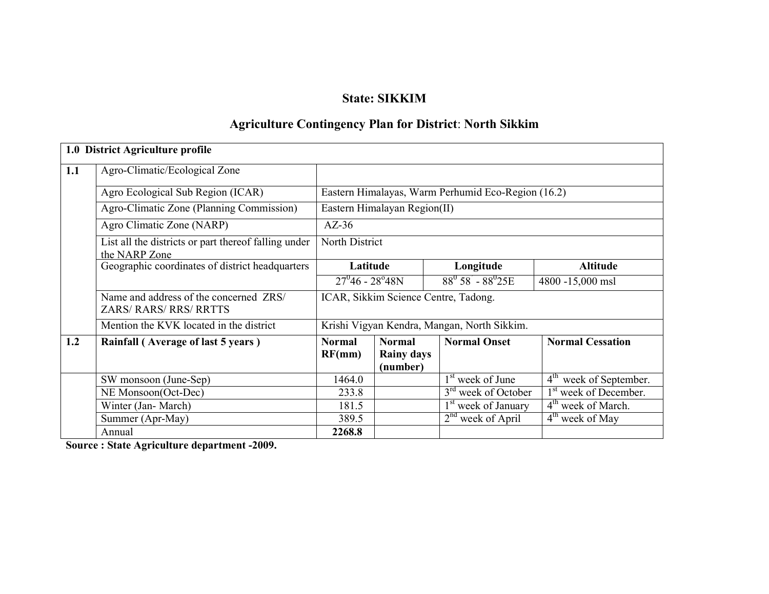# State: SIKKIM

## Agriculture Contingency Plan for District: North Sikkim

| 1.0 District Agriculture profile | | | | | |
|---|---|---|---|---|---|
| 1.1 | Agro-Climatic/Ecological Zone | | | | |
| | Agro Ecological Sub Region (ICAR) | Eastern Himalayas, Warm Perhumid Eco-Region (16.2) | | | |
| | Agro-Climatic Zone (Planning Commission) | Eastern Himalayan Region(II) | | | |
| | Agro Climatic Zone (NARP) | AZ-36 | | | |
| | List all the districts or part thereof falling under the NARP Zone | North District | | | |
| | Geographic coordinates of district headquarters | **Latitude** | | **Longitude** | **Altitude** |
| | | $27^0 46$ - $28^o 48$N | | $88^0 58$ - $88^0 25$E | 4800 -15,000 msl |
| | Name and address of the concerned ZRS/ ZARS/ RARS/ RRS/ RRTTS | ICAR, Sikkim Science Centre, Tadong. | | | |
| | Mention the KVK located in the district | Krishi Vigyan Kendra, Mangan, North Sikkim. | | | |
| **1.2** | **Rainfall ( Average of last 5 years )** | **Normal RF(mm)** | **Normal Rainy days (number)** | **Normal Onset** | **Normal Cessation** |
| | SW monsoon (June-Sep) | 1464.0 | | 1st week of June | 4th week of September. |
| | NE Monsoon(Oct-Dec) | 233.8 | | 3rd week of October | 1st week of December. |
| | Winter (Jan- March) | 181.5 | | 1st week of January | 4th week of March. |
| | Summer (Apr-May) | 389.5 | | 2nd week of April | 4th week of May |
| | Annual | **2268.8** | | | |

**Source : State Agriculture department -2009.**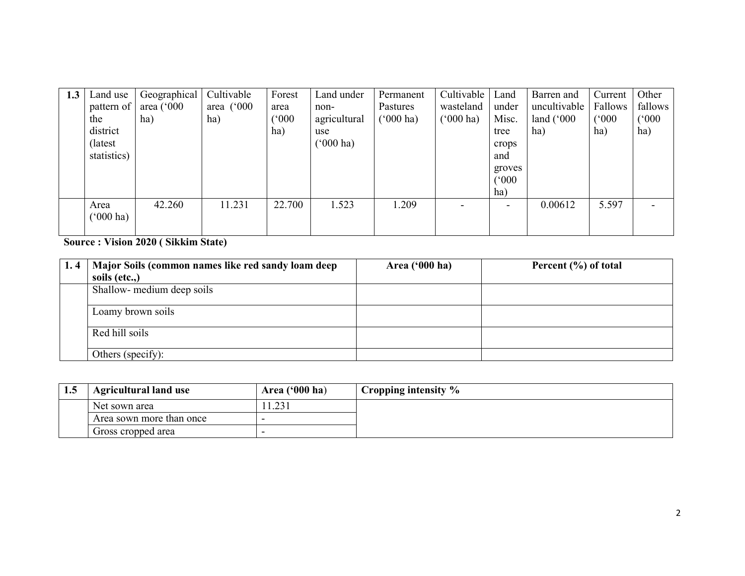| 1.3 | Land use pattern of the district (latest statistics) | Geographical area ('000 ha) | Cultivable area ('000 ha) | Forest area ('000 ha) | Land under non-agricultural use ('000 ha) | Permanent Pastures ('000 ha) | Cultivable wasteland ('000 ha) | Land under Misc. tree crops and groves ('000 ha) | Barren and uncultivable land ('000 ha) | Current Fallows ('000 ha) | Other fallows ('000 ha) |
|---|---|---|---|---|---|---|---|---|---|---|---|
| | Area ('000 ha) | 42.260 | 11.231 | 22.700 | 1.523 | 1.209 | - | - | 0.00612 | 5.597 | - |

**Source : Vision 2020 ( Sikkim State)**

| 1. 4 | Major Soils (common names like red sandy loam deep soils (etc.,) | Area ('000 ha) | Percent (%) of total |
|---|---|---|---|
| | Shallow- medium deep soils | | |
| | Loamy brown soils | | |
| | Red hill soils | | |
| | Others (specify): | | |

| 1.5 | Agricultural land use | Area ('000 ha) | Cropping intensity % |
|---|---|---|---|
| | Net sown area | 11.231 | |
| | Area sown more than once | - | |
| | Gross cropped area | - | |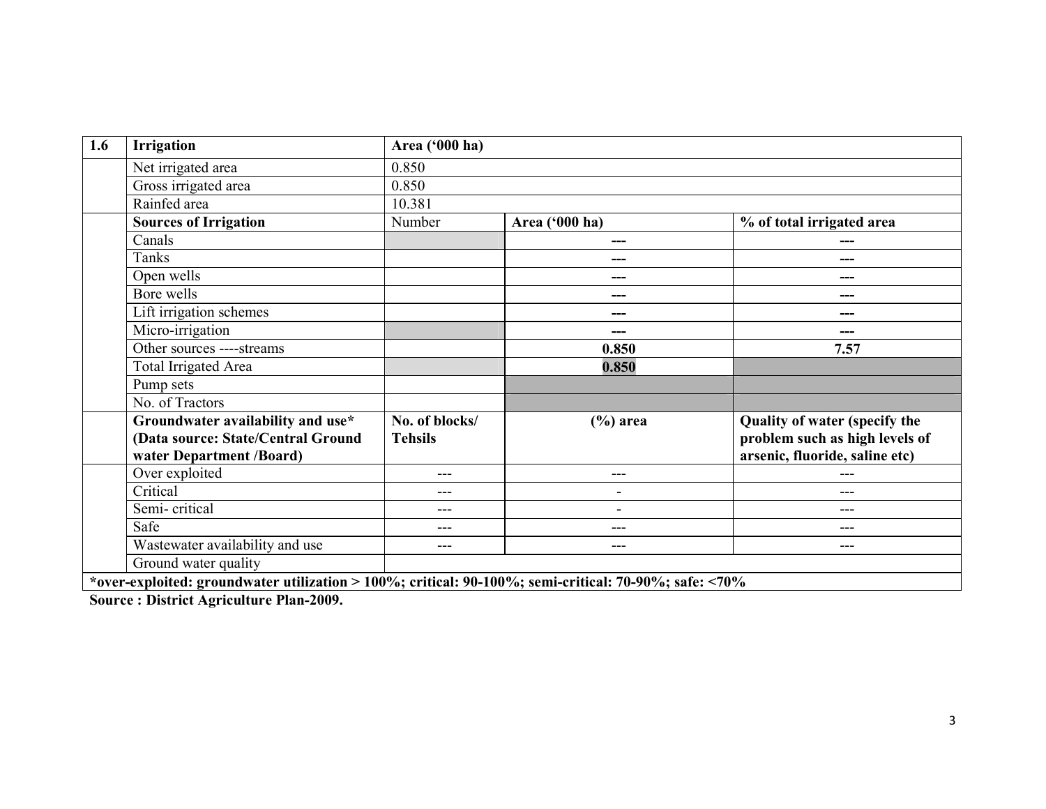| 1.6 | Irrigation | Area ('000 ha) | | |
|---|---|---|---|---|
| | Net irrigated area | 0.850 | | |
| | Gross irrigated area | 0.850 | | |
| | Rainfed area | 10.381 | | |
| | **Sources of Irrigation** | Number | **Area ('000 ha)** | **% of total irrigated area** |
| | Canals | | --- | --- |
| | Tanks | | --- | --- |
| | Open wells | | --- | --- |
| | Bore wells | | --- | --- |
| | Lift irrigation schemes | | --- | --- |
| | Micro-irrigation | | --- | --- |
| | Other sources ----streams | | **0.850** | **7.57** |
| | Total Irrigated Area | | **0.850** | |
| | Pump sets | | | |
| | No. of Tractors | | | |
| | **Groundwater availability and use* (Data source: State/Central Ground water Department /Board)** | **No. of blocks/ Tehsils** | **(%) area** | **Quality of water (specify the problem such as high levels of arsenic, fluoride, saline etc)** |
| | Over exploited | --- | --- | --- |
| | Critical | --- | - | --- |
| | Semi- critical | --- | - | --- |
| | Safe | --- | --- | --- |
| | Wastewater availability and use | --- | --- | --- |
| | Ground water quality | | | |

***over-exploited: groundwater utilization > 100%; critical: 90-100%; semi-critical: 70-90%; safe: <70%**

**Source : District Agriculture Plan-2009.**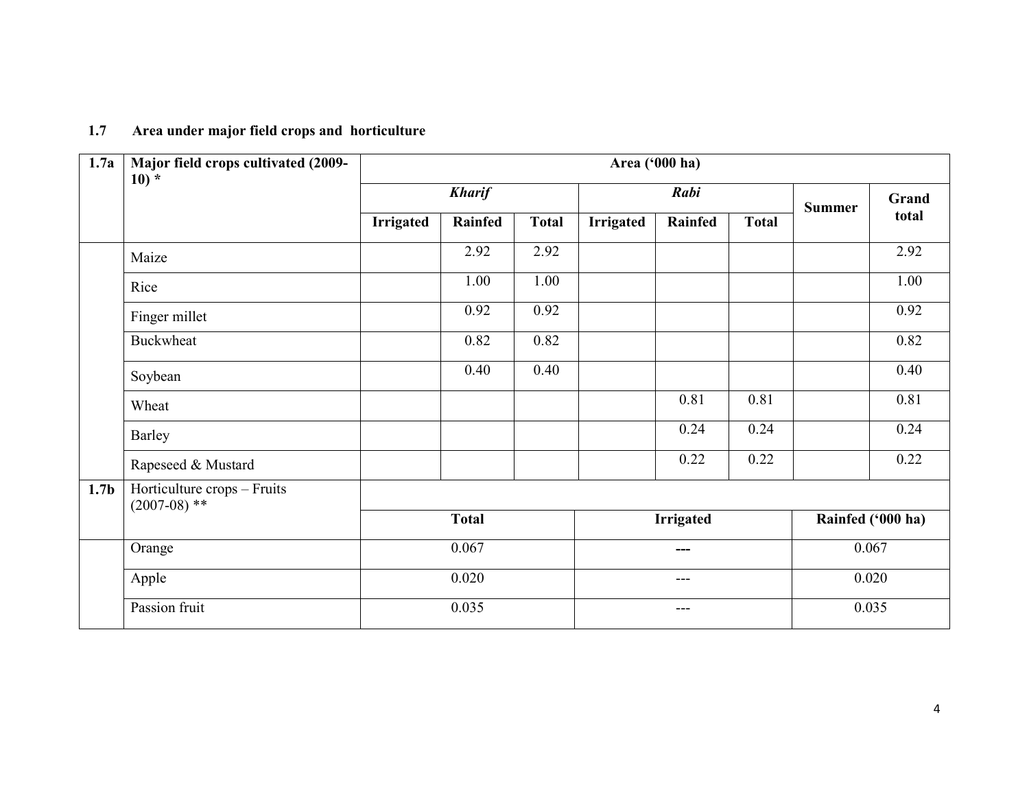### 1.7 Area under major field crops and horticulture

| 1.7a | Major field crops cultivated (2009-10) * | Area ('000 ha) | | | | | | | |
|---|---|---|---|---|---|---|---|---|---|
| | | *Kharif* | | | *Rabi* | | | Summer | Grand total |
| | | Irrigated | Rainfed | Total | Irrigated | Rainfed | Total | | |
| | Maize | | 2.92 | 2.92 | | | | | 2.92 |
| | Rice | | 1.00 | 1.00 | | | | | 1.00 |
| | Finger millet | | 0.92 | 0.92 | | | | | 0.92 |
| | Buckwheat | | 0.82 | 0.82 | | | | | 0.82 |
| | Soybean | | 0.40 | 0.40 | | | | | 0.40 |
| | Wheat | | | | | 0.81 | 0.81 | | 0.81 |
| | Barley | | | | | 0.24 | 0.24 | | 0.24 |
| | Rapeseed & Mustard | | | | | 0.22 | 0.22 | | 0.22 |

| 1.7b | Horticulture crops – Fruits (2007-08) ** | Total | Irrigated | Rainfed ('000 ha) |
|---|---|---|---|---|
| | Orange | 0.067 | --- | 0.067 |
| | Apple | 0.020 | --- | 0.020 |
| | Passion fruit | 0.035 | --- | 0.035 |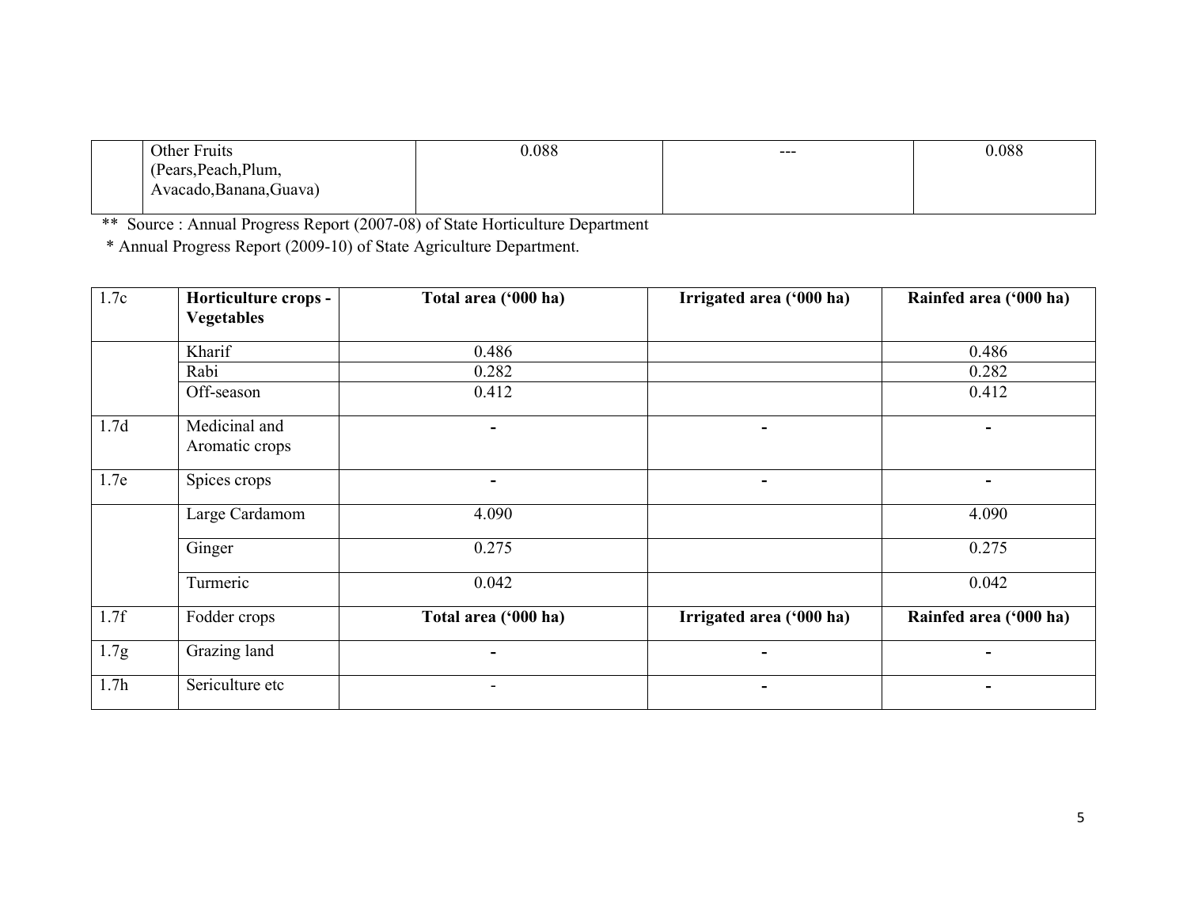| | Other Fruits (Pears,Peach,Plum, Avacado,Banana,Guava) | 0.088 | --- | 0.088 |
|---|---|---|---|---|

** Source : Annual Progress Report (2007-08) of State Horticulture Department

* Annual Progress Report (2009-10) of State Agriculture Department.

| 1.7c | **Horticulture crops - Vegetables** | **Total area ('000 ha)** | **Irrigated area ('000 ha)** | **Rainfed area ('000 ha)** |
|---|---|---|---|---|
| | Kharif | 0.486 | | 0.486 |
| | Rabi | 0.282 | | 0.282 |
| | Off-season | 0.412 | | 0.412 |
| 1.7d | Medicinal and Aromatic crops | - | - | - |
| 1.7e | Spices crops | - | - | - |
| | Large Cardamom | 4.090 | | 4.090 |
| | Ginger | 0.275 | | 0.275 |
| | Turmeric | 0.042 | | 0.042 |
| 1.7f | Fodder crops | **Total area ('000 ha)** | **Irrigated area ('000 ha)** | **Rainfed area ('000 ha)** |
| 1.7g | Grazing land | - | - | - |
| 1.7h | Sericulture etc | - | - | - |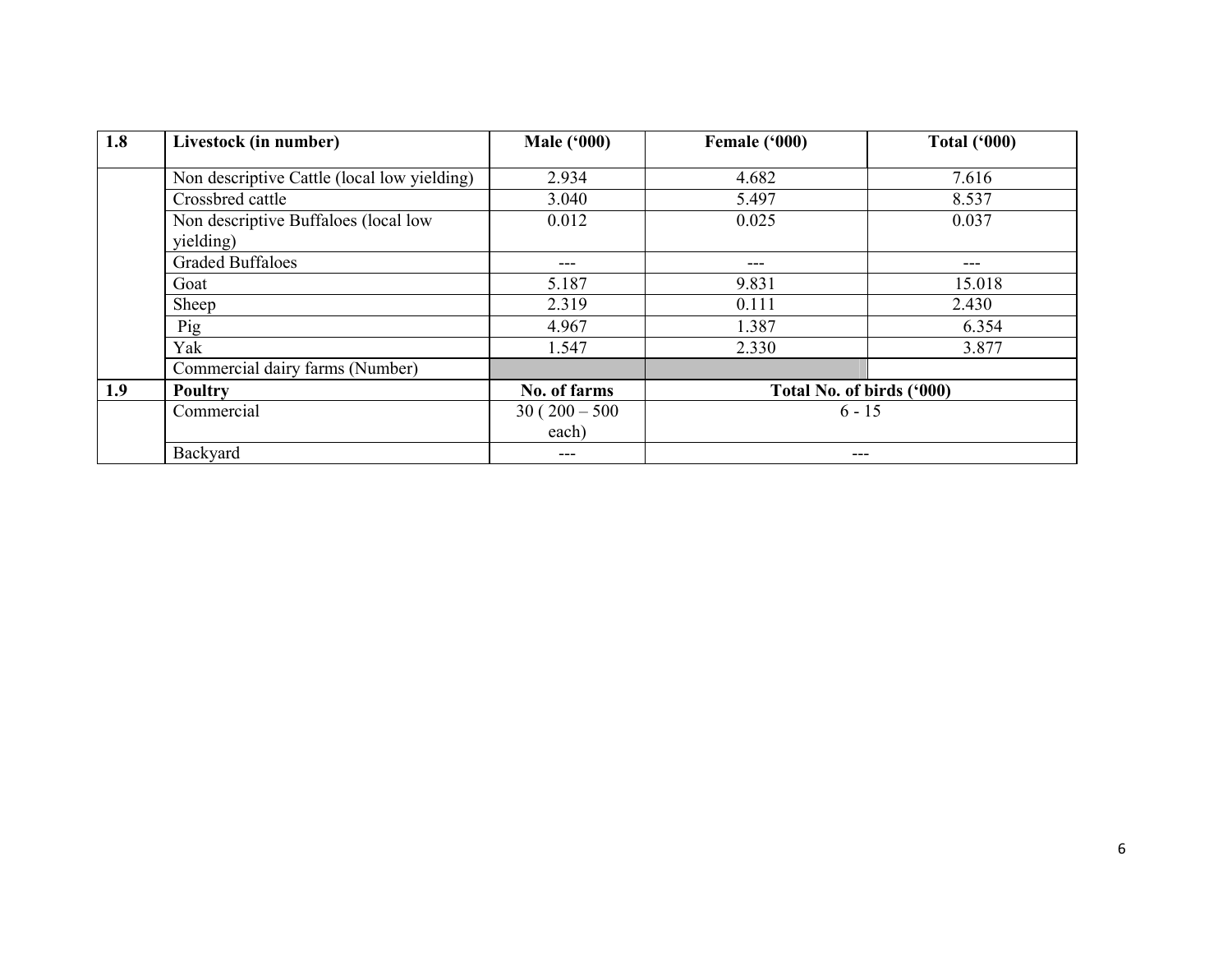| 1.8 | Livestock (in number) | Male ('000) | Female ('000) | Total ('000) |
|---|---|---|---|---|
| | Non descriptive Cattle (local low yielding) | 2.934 | 4.682 | 7.616 |
| | Crossbred cattle | 3.040 | 5.497 | 8.537 |
| | Non descriptive Buffaloes (local low yielding) | 0.012 | 0.025 | 0.037 |
| | Graded Buffaloes | --- | --- | --- |
| | Goat | 5.187 | 9.831 | 15.018 |
| | Sheep | 2.319 | 0.111 | 2.430 |
| | Pig | 4.967 | 1.387 | 6.354 |
| | Yak | 1.547 | 2.330 | 3.877 |
| | Commercial dairy farms (Number) | | | |
| **1.9** | **Poultry** | **No. of farms** | **Total No. of birds ('000)** | |
| | Commercial | 30 ( 200 – 500 each) | 6 - 15 | |
| | Backyard | --- | --- | |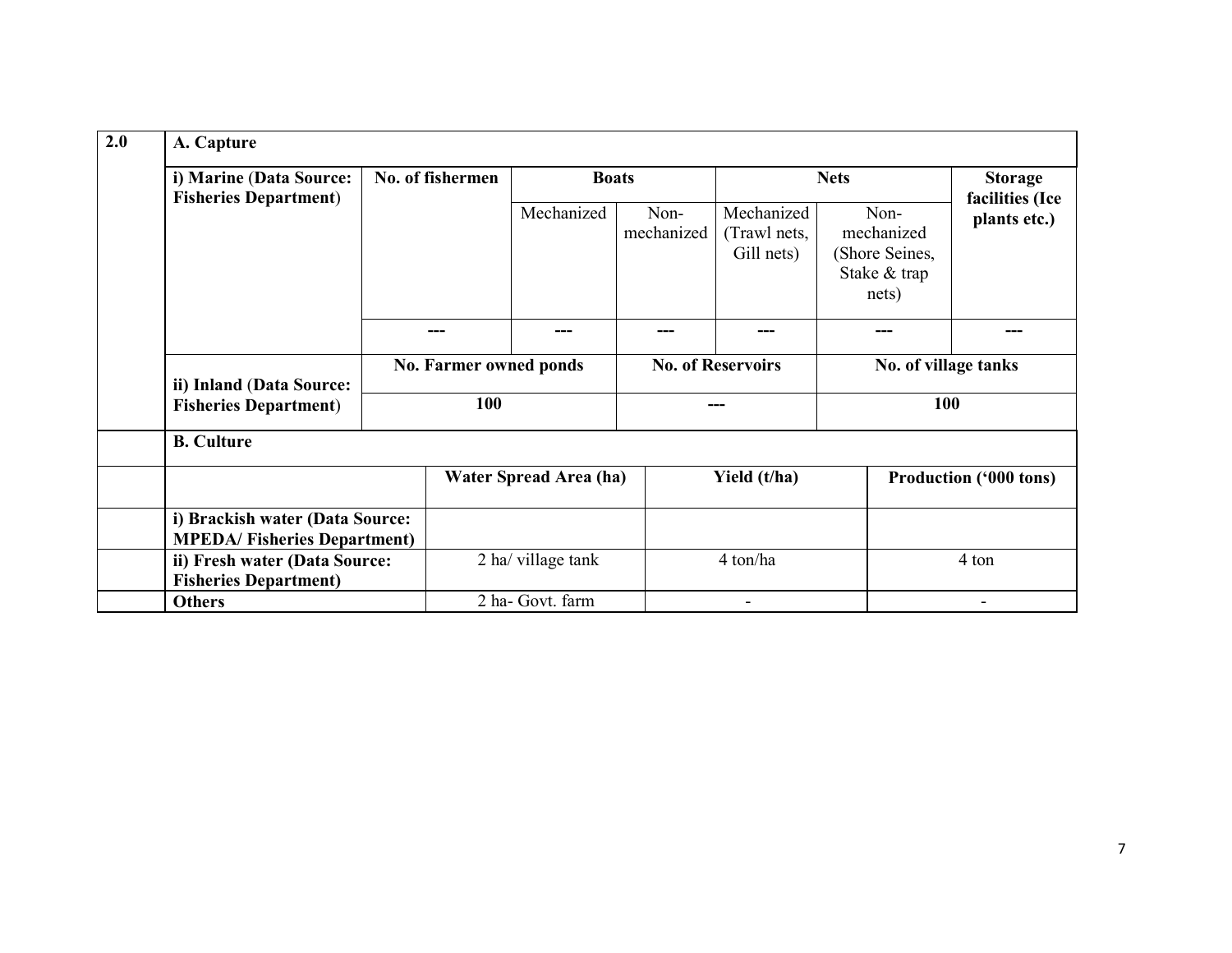| 2.0 | A. Capture | | | | | | |
|---|---|---|---|---|---|---|---|
| | i) Marine (Data Source: Fisheries Department) | No. of fishermen | Boats | | Nets | | Storage facilities (Ice plants etc.) |
| | | | Mechanized | Non-mechanized | Mechanized (Trawl nets, Gill nets) | Non-mechanized (Shore Seines, Stake & trap nets) | |
| | | --- | --- | --- | --- | --- | --- |
| | ii) Inland (Data Source: Fisheries Department) | No. Farmer owned ponds | | No. of Reservoirs | | No. of village tanks | |
| | | 100 | | --- | | 100 | |

| | B. Culture | | | |
|---|---|---|---|---|
| | | Water Spread Area (ha) | Yield (t/ha) | Production ('000 tons) |
| | i) Brackish water (Data Source: MPEDA/ Fisheries Department) | | | |
| | ii) Fresh water (Data Source: Fisheries Department) | 2 ha/ village tank | 4 ton/ha | 4 ton |
| | Others | 2 ha- Govt. farm | - | - |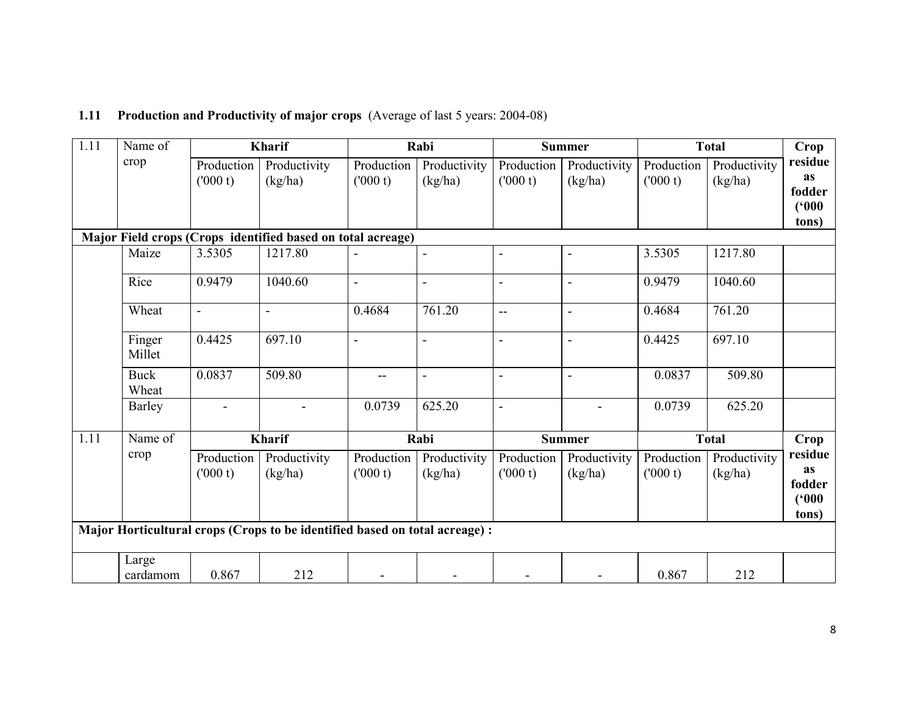### 1.11 Production and Productivity of major crops (Average of last 5 years: 2004-08)

| 1.11 | Name of crop | Kharif | | Rabi | | Summer | | Total | | Crop residue as fodder ('000 tons) |
|---|---|---|---|---|---|---|---|---|---|---|
| | | Production ('000 t) | Productivity (kg/ha) | Production ('000 t) | Productivity (kg/ha) | Production ('000 t) | Productivity (kg/ha) | Production ('000 t) | Productivity (kg/ha) | |
| **Major Field crops (Crops identified based on total acreage)** | | | | | | | | | | |
| | Maize | 3.5305 | 1217.80 | - | - | - | - | 3.5305 | 1217.80 | |
| | Rice | 0.9479 | 1040.60 | - | - | - | - | 0.9479 | 1040.60 | |
| | Wheat | - | - | 0.4684 | 761.20 | -- | - | 0.4684 | 761.20 | |
| | Finger Millet | 0.4425 | 697.10 | - | - | - | - | 0.4425 | 697.10 | |
| | Buck Wheat | 0.0837 | 509.80 | -- | - | - | - | 0.0837 | 509.80 | |
| | Barley | - | - | 0.0739 | 625.20 | - | - | 0.0739 | 625.20 | |

| 1.11 | Name of crop | Kharif | | Rabi | | Summer | | Total | | Crop residue as fodder ('000 tons) |
|---|---|---|---|---|---|---|---|---|---|---|
| | | Production ('000 t) | Productivity (kg/ha) | Production ('000 t) | Productivity (kg/ha) | Production ('000 t) | Productivity (kg/ha) | Production ('000 t) | Productivity (kg/ha) | |
| **Major Horticultural crops (Crops to be identified based on total acreage) :** | | | | | | | | | | |
| | Large cardamom | 0.867 | 212 | - | - | - | - | 0.867 | 212 | |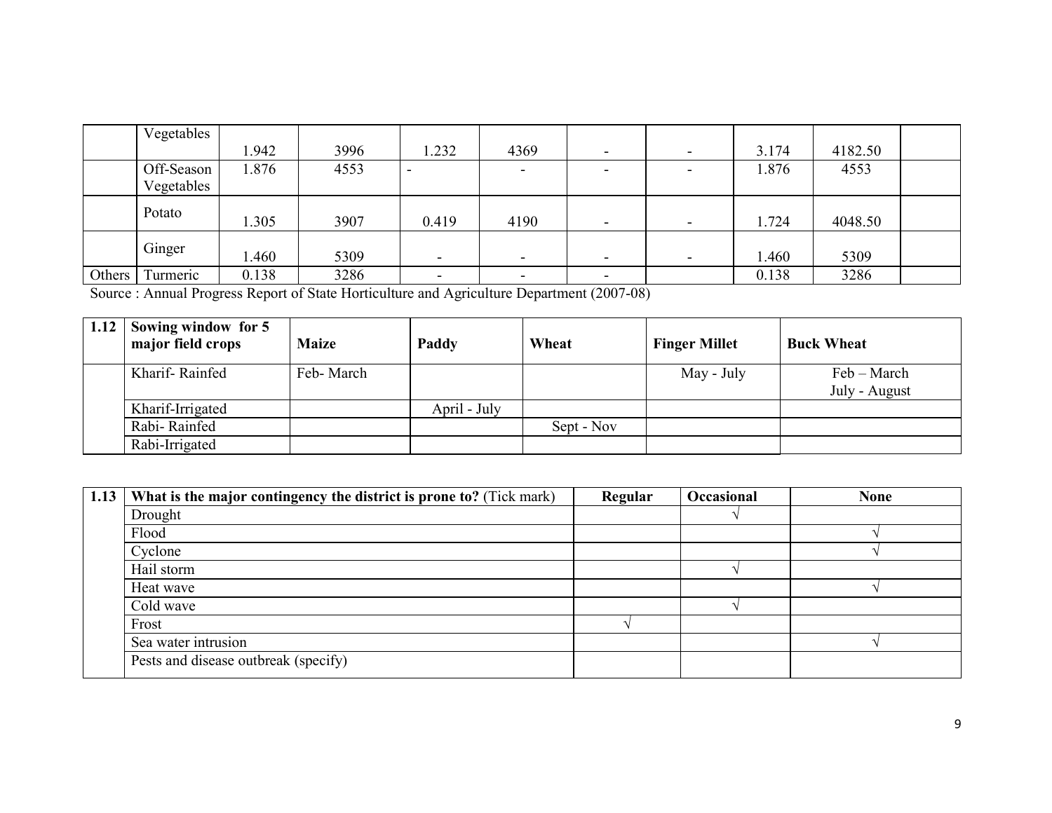| | Vegetables | 1.942 | 3996 | 1.232 | 4369 | - | - | 3.174 | 4182.50 | |
|---|---|---|---|---|---|---|---|---|---|---|
| | Off-Season Vegetables | 1.876 | 4553 | - | - | - | - | 1.876 | 4553 | |
| | Potato | 1.305 | 3907 | 0.419 | 4190 | - | - | 1.724 | 4048.50 | |
| | Ginger | 1.460 | 5309 | - | - | - | - | 1.460 | 5309 | |
| Others | Turmeric | 0.138 | 3286 | - | - | - | | 0.138 | 3286 | |

Source : Annual Progress Report of State Horticulture and Agriculture Department (2007-08)

| 1.12 | Sowing window for 5 major field crops | Maize | Paddy | Wheat | Finger Millet | Buck Wheat |
|---|---|---|---|---|---|---|
| | Kharif- Rainfed | Feb- March | | | May - July | Feb – March July - August |
| | Kharif-Irrigated | | April - July | | | |
| | Rabi- Rainfed | | | Sept - Nov | | |
| | Rabi-Irrigated | | | | | |

| 1.13 | What is the major contingency the district is prone to? (Tick mark) | Regular | Occasional | None |
|---|---|---|---|---|
| | Drought | | √ | |
| | Flood | | | √ |
| | Cyclone | | | √ |
| | Hail storm | | √ | |
| | Heat wave | | | √ |
| | Cold wave | | √ | |
| | Frost | √ | | |
| | Sea water intrusion | | | √ |
| | Pests and disease outbreak (specify) | | | |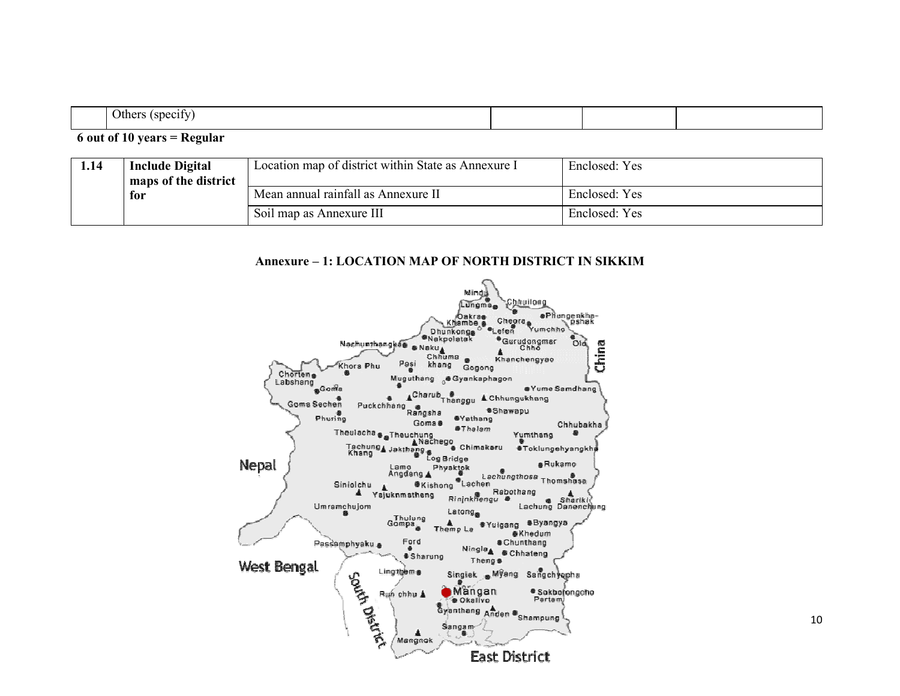| | Others (specify) | | | |
|---|---|---|---|---|

**6 out of 10 years = Regular**

| 1.14 | **Include Digital maps of the district for** | Location map of district within State as Annexure I | Enclosed: Yes |
|---|---|---|---|
| | | Mean annual rainfall as Annexure II | Enclosed: Yes |
| | | Soil map as Annexure III | Enclosed: Yes |

**Annexure – 1: LOCATION MAP OF NORTH DISTRICT IN SIKKIM**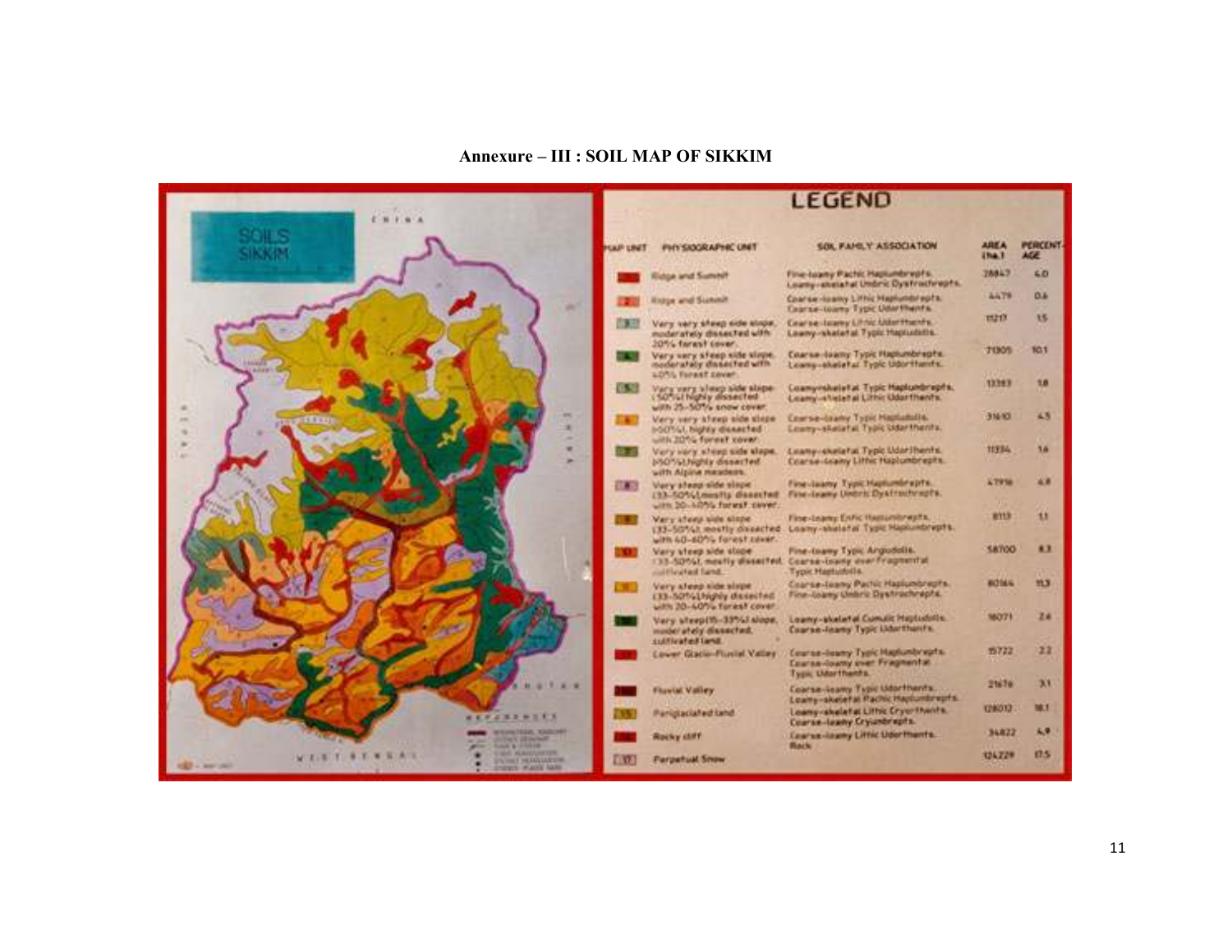**Annexure – III : SOIL MAP OF SIKKIM**

**LEGEND**

| MAP UNIT | PHYSIOGRAPHIC UNIT | SOIL FAMILY ASSOCIATION | AREA (ha.) | PERCENTAGE |
|---|---|---|---|---|
| 1 | Ridge and Summit | Fine-loamy Pachic Haplumbrepts. Loamy-skeletal Umbric Dystrochrepts. | 28847 | 4.0 |
| 2 | Ridge and Summit | Coarse-loamy Lithic Haplumbrepts. Coarse-loamy Typic Udorthents. | 4479 | 0.6 |
| 3 | Very very steep side slope, moderately dissected with 20% forest cover. | Coarse-loamy Lithic Udorthents. Loamy-skeletal Typic Hapludolls. | 11217 | 1.5 |
| 4 | Very very steep side slope moderately dissected with 40% forest cover. | Coarse-loamy Typic Haplumbrepts. Loamy-skeletal Typic Udorthents. | 71305 | 10.1 |
| 5 | Very very steep side slope (50%) highly dissected with 25-50% snow cover. | Loamy-skeletal Typic Haplumbrepts. Loamy-skeletal Lithic Udorthents. | 13383 | 1.8 |
| 6 | Very very steep side slope (>50%), highly dissected with 20% forest cover. | Coarse-loamy Typic Hapludolls. Loamy-skeletal Typic Udorthents. | 31610 | 4.5 |
| 7 | Very very steep side slope, (>50%) highly dissected with Alpine meadows. | Loamy-skeletal Typic Udorthents. Coarse-loamy Lithic Haplumbrepts. | 11334 | 1.6 |
| 8 | Very steep side slope (33-50%) mostly dissected with 20-40% forest cover. | Fine-loamy Typic Haplumbrepts. Fine-loamy Umbric Dystrochrepts. | 47916 | 6.8 |
| 9 | Very steep side slope (33-50%), mostly dissected with 40-60% forest cover. | Fine-loamy Entic Haplumbrepts. Loamy-skeletal Typic Haplumbrepts. | 8113 | 1.1 |
| 10 | Very steep side slope (33-50%), mostly dissected, cultivated land. | Fine-loamy Typic Argiudolls. Coarse-loamy over Fragmental Typic Hapludolls. | 58700 | 8.3 |
| 11 | Very steep side slope (33-50%) highly dissected with 20-40% forest cover. | Coarse-loamy Pachic Haplumbrepts. Fine-loamy Umbric Dystrochrepts. | 80164 | 11.3 |
| 12 | Very steep (15-33%) slope, moderately dissected, cultivated land. | Loamy-skeletal Cumulic Hapludolls. Coarse-loamy Typic Udorthents. | 18071 | 2.6 |
| 13 | Lower Glacio-Fluvial Valley | Coarse-loamy Typic Haplumbrepts. Coarse-loamy over Fragmental Typic Udorthents. | 15722 | 2.2 |
| 14 | Fluvial Valley | Coarse-loamy Typic Udorthents. Loamy-skeletal Pachic Haplumbrepts. | 21676 | 3.1 |
| 15 | Periglaciated land | Loamy-skeletal Lithic Cryorthents. Coarse-loamy Cryumbrepts. | 128012 | 18.1 |
| 16 | Rocky cliff | Coarse-loamy Lithic Udorthents. Rock | 34822 | 4.9 |
| 17 | Perpetual Snow | | 124229 | 17.5 |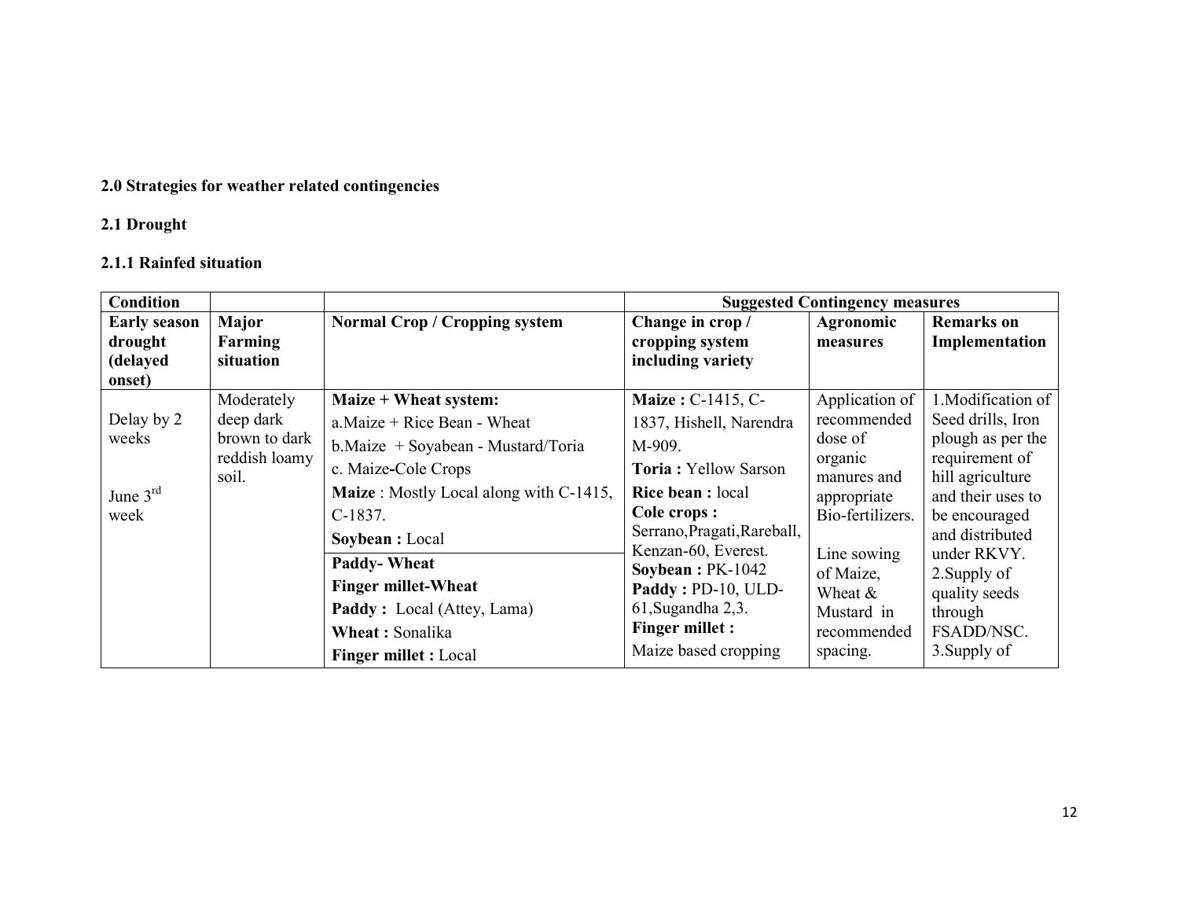**2.0 Strategies for weather related contingencies**

**2.1 Drought**

**2.1.1 Rainfed situation**

| Condition | | | Suggested Contingency measures | | |
|---|---|---|---|---|---|
| **Early season drought (delayed onset)** | **Major Farming situation** | **Normal Crop / Cropping system** | **Change in crop / cropping system including variety** | **Agronomic measures** | **Remarks on Implementation** |
| Delay by 2 weeks<br><br>June 3rd week | Moderately deep dark brown to dark reddish loamy soil. | **Maize + Wheat system:**<br>a.Maize + Rice Bean - Wheat<br>b.Maize + Soyabean - Mustard/Toria<br>c. Maize-Cole Crops<br>**Maize** : Mostly Local along with C-1415, C-1837.<br>**Soybean :** Local<br>**Paddy- Wheat**<br>**Finger millet-Wheat**<br>**Paddy :** Local (Attey, Lama)<br>**Wheat :** Sonalika<br>**Finger millet :** Local | **Maize :** C-1415, C-1837, Hishell, Narendra M-909.<br>**Toria :** Yellow Sarson<br>**Rice bean :** local<br>**Cole crops :** Serrano,Pragati,Rareball, Kenzan-60, Everest.<br>**Soybean :** PK-1042<br>**Paddy :** PD-10, ULD-61,Sugandha 2,3.<br>**Finger millet :**<br>Maize based cropping | Application of recommended dose of organic manures and appropriate Bio-fertilizers.<br><br>Line sowing of Maize, Wheat & Mustard in recommended spacing. | 1.Modification of Seed drills, Iron plough as per the requirement of hill agriculture and their uses to be encouraged and distributed under RKVY.<br>2.Supply of quality seeds through FSADD/NSC.<br>3.Supply of |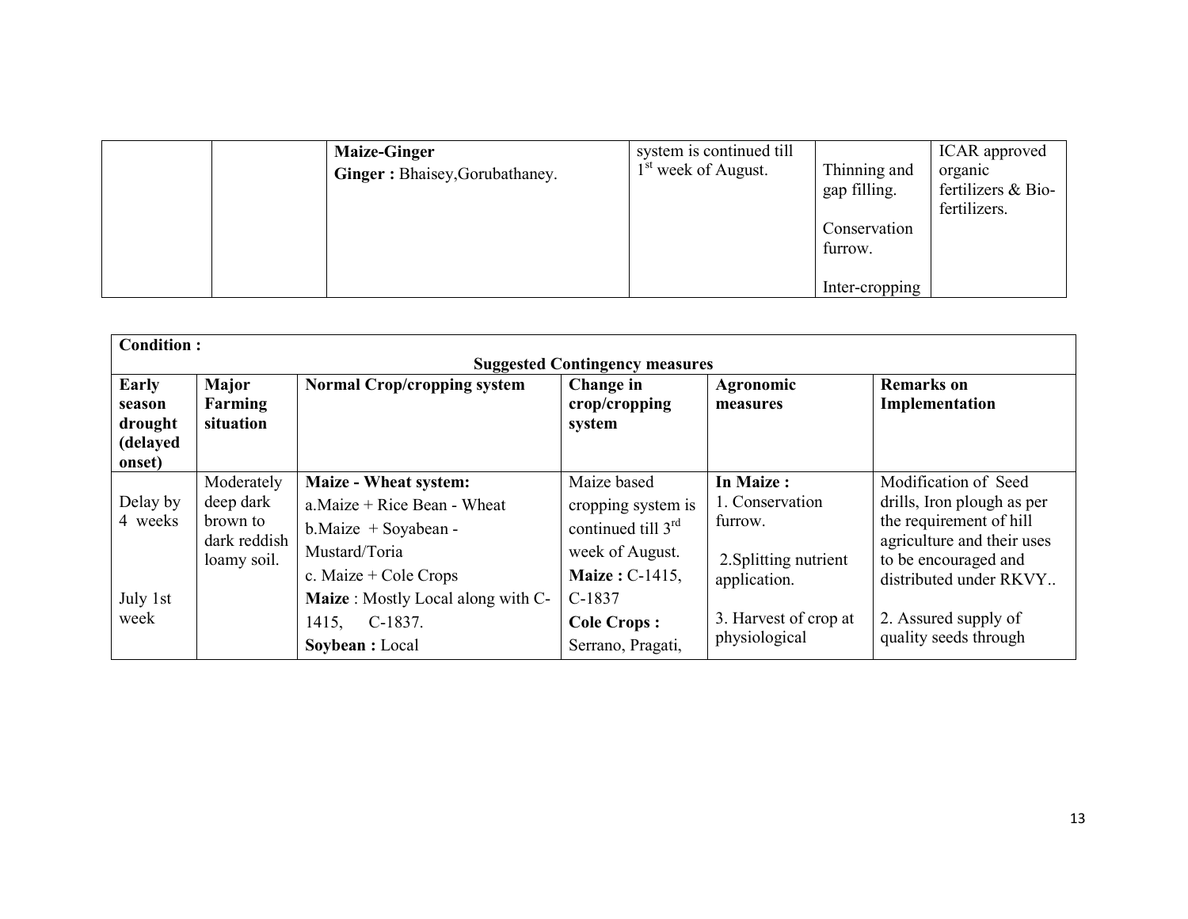| | | Maize-Ginger<br>**Ginger :** Bhaisey,Gorubathaney. | system is continued till 1[st] week of August. | Thinning and gap filling.<br><br>Conservation furrow.<br><br>Inter-cropping | ICAR approved organic fertilizers & Bio-fertilizers. |
|---|---|---|---|---|---|

| **Condition :** | | | | | |
|---|---|---|---|---|---|
| | | | **Suggested Contingency measures** | | |
| **Early season drought (delayed onset)** | **Major Farming situation** | **Normal Crop/cropping system** | **Change in crop/cropping system** | **Agronomic measures** | **Remarks on Implementation** |
| Delay by 4 weeks<br><br>July 1st week | Moderately deep dark brown to dark reddish loamy soil. | **Maize - Wheat system:**<br>a.Maize + Rice Bean - Wheat<br>b.Maize + Soyabean - Mustard/Toria<br>c. Maize + Cole Crops<br>**Maize** : Mostly Local along with C-1415, C-1837.<br>**Soybean :** Local | Maize based cropping system is continued till 3[rd] week of August.<br>**Maize :** C-1415, C-1837<br>**Cole Crops :** Serrano, Pragati, | **In Maize :**<br>1. Conservation furrow.<br><br>2.Splitting nutrient application.<br><br>3. Harvest of crop at physiological | Modification of Seed drills, Iron plough as per the requirement of hill agriculture and their uses to be encouraged and distributed under RKVY..<br><br>2. Assured supply of quality seeds through |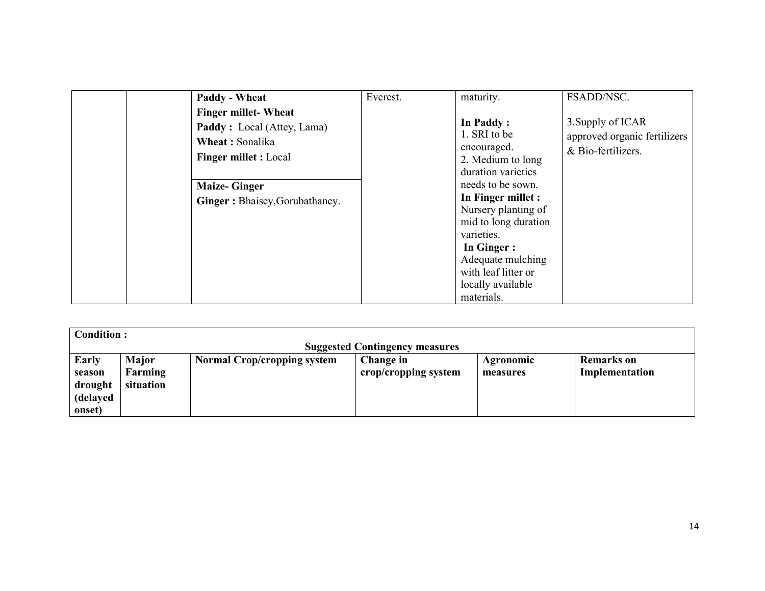| | | Paddy - Wheat<br>Finger millet- Wheat<br>**Paddy :** Local (Attey, Lama)<br>**Wheat :** Sonalika<br>**Finger millet :** Local | Everest. | maturity.<br><br>**In Paddy :**<br>1. SRI to be encouraged.<br>2. Medium to long duration varieties needs to be sown.<br>**In Finger millet :**<br>Nursery planting of mid to long duration varieties.<br>**In Ginger :**<br>Adequate mulching with leaf litter or locally available materials. | FSADD/NSC.<br><br>3.Supply of ICAR approved organic fertilizers & Bio-fertilizers. |
|---|---|---|---|---|---|
| | | **Maize- Ginger**<br>**Ginger :** Bhaisey,Gorubathaney. | | | |

| **Condition :** | | | | | |
|---|---|---|---|---|---|
| **Suggested Contingency measures** | | | | | |
| **Early season drought (delayed onset)** | **Major Farming situation** | **Normal Crop/cropping system** | **Change in crop/cropping system** | **Agronomic measures** | **Remarks on Implementation** |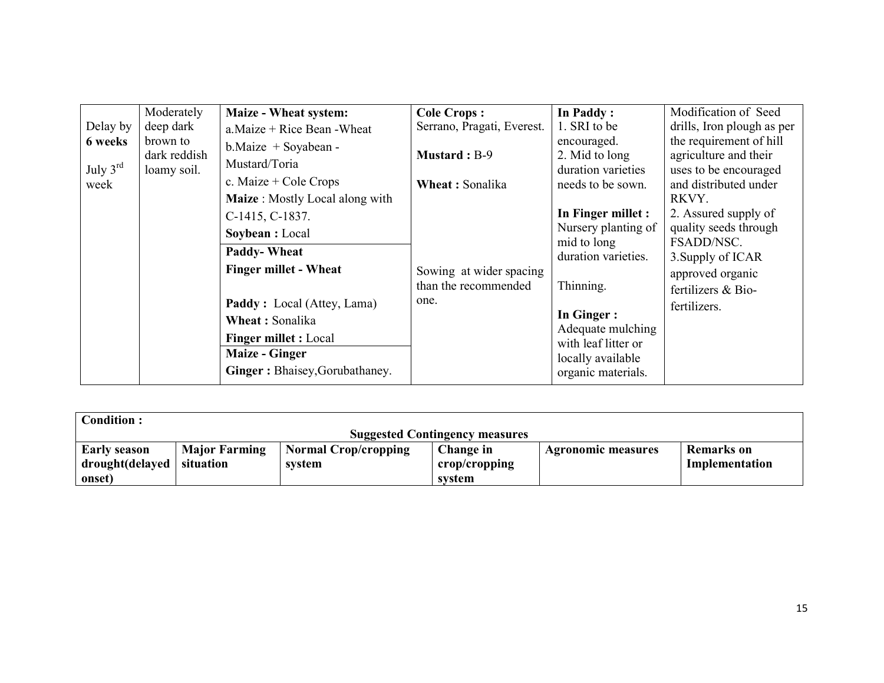| Delay by **6 weeks** July 3rd week | Moderately deep dark brown to dark reddish loamy soil. | **Maize - Wheat system:** a.Maize + Rice Bean -Wheat b.Maize + Soyabean - Mustard/Toria c. Maize + Cole Crops **Maize** : Mostly Local along with C-1415, C-1837. **Soybean :** Local | **Cole Crops :** Serrano, Pragati, Everest. **Mustard :** B-9 **Wheat :** Sonalika | **In Paddy :** 1. SRI to be encouraged. 2. Mid to long duration varieties needs to be sown. **In Finger millet :** Nursery planting of mid to long duration varieties. Thinning. **In Ginger :** Adequate mulching with leaf litter or locally available organic materials. | Modification of Seed drills, Iron plough as per the requirement of hill agriculture and their uses to be encouraged and distributed under RKVY. 2. Assured supply of quality seeds through FSADD/NSC. 3.Supply of ICAR approved organic fertilizers & Bio-fertilizers. |
|---|---|---|---|---|---|
| | | **Paddy- Wheat** **Finger millet - Wheat** **Paddy :** Local (Attey, Lama) **Wheat :** Sonalika **Finger millet :** Local | Sowing at wider spacing than the recommended one. | | |
| | | **Maize - Ginger** **Ginger :** Bhaisey,Gorubathaney. | | | |

| **Condition :** | | | | | |
|---|---|---|---|---|---|
| | | | **Suggested Contingency measures** | | |
| **Early season drought(delayed onset)** | **Major Farming situation** | **Normal Crop/cropping system** | **Change in crop/cropping system** | **Agronomic measures** | **Remarks on Implementation** |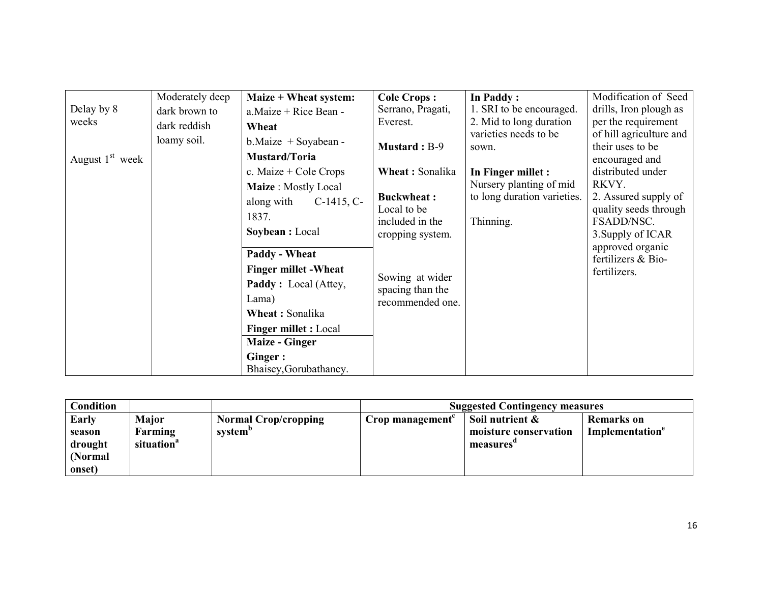| Delay by 8 weeks<br><br>August 1st week | Moderately deep dark brown to dark reddish loamy soil. | **Maize + Wheat system:**<br>a.Maize + Rice Bean - **Wheat**<br>b.Maize + Soyabean - **Mustard/Toria**<br>c. Maize + Cole Crops<br>**Maize** : Mostly Local along with C-1415, C-1837.<br>**Soybean :** Local | **Cole Crops :** Serrano, Pragati, Everest.<br><br>**Mustard :** B-9<br><br>**Wheat :** Sonalika<br><br>**Buckwheat :** Local to be included in the cropping system.<br><br><br>Sowing at wider spacing than the recommended one. | **In Paddy :**<br>1. SRI to be encouraged.<br>2. Mid to long duration varieties needs to be sown.<br><br>**In Finger millet :** Nursery planting of mid to long duration varieties.<br><br>Thinning. | Modification of Seed drills, Iron plough as per the requirement of hill agriculture and their uses to be encouraged and distributed under RKVY.<br>2. Assured supply of quality seeds through FSADD/NSC.<br>3.Supply of ICAR approved organic fertilizers & Bio-fertilizers. |
|---|---|---|---|---|---|
| | | **Paddy - Wheat**<br>**Finger millet -Wheat**<br>**Paddy :** Local (Attey, Lama)<br>**Wheat :** Sonalika<br>**Finger millet :** Local | | | |
| | | **Maize - Ginger**<br>**Ginger :** Bhaisey,Gorubathaney. | | | |

| Condition | | | Suggested Contingency measures | | |
|---|---|---|---|---|---|
| **Early season drought (Normal onset)** | **Major Farming situation[a]** | **Normal Crop/cropping system[b]** | **Crop management[c]** | **Soil nutrient & moisture conservation measures[d]** | **Remarks on Implementation[e]** |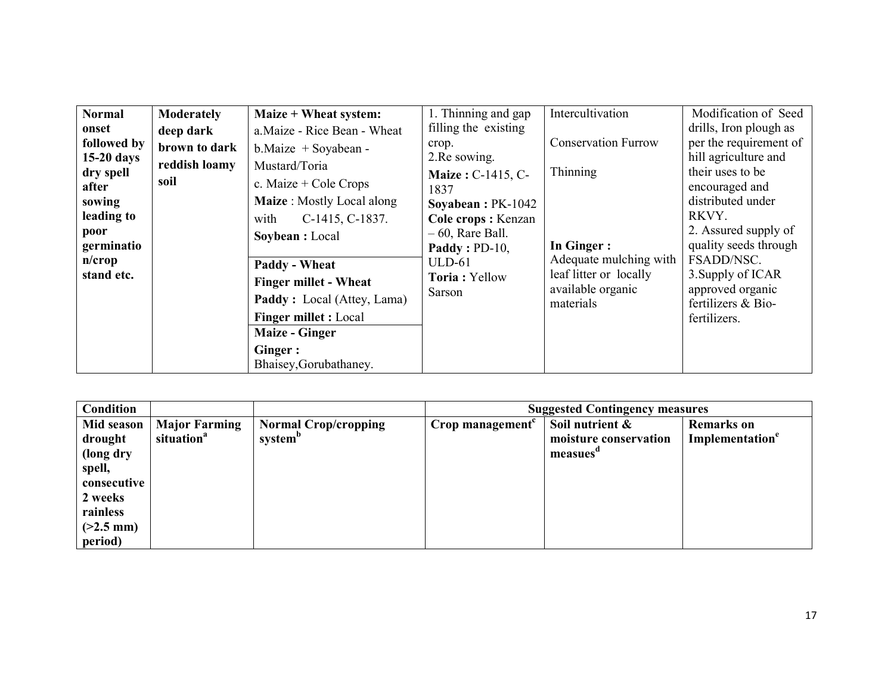| | | | | | |
|---|---|---|---|---|---|
| **Normal onset followed by 15-20 days dry spell after sowing leading to poor germination/crop stand etc.** | **Moderately deep dark brown to dark reddish loamy soil** | **Maize + Wheat system:**<br>a.Maize - Rice Bean - Wheat<br>b.Maize + Soyabean - Mustard/Toria<br>c. Maize + Cole Crops<br>**Maize** : Mostly Local along with C-1415, C-1837.<br>**Soybean :** Local | 1. Thinning and gap filling the existing crop.<br>2.Re sowing.<br>**Maize :** C-1415, C-1837<br>**Soyabean :** PK-1042<br>**Cole crops :** Kenzan – 60, Rare Ball.<br>**Paddy :** PD-10, ULD-61<br>**Toria :** Yellow Sarson | Intercultivation<br><br>Conservation Furrow<br><br>Thinning<br><br><br><br>**In Ginger :**<br>Adequate mulching with leaf litter or locally available organic materials | Modification of Seed drills, Iron plough as per the requirement of hill agriculture and their uses to be encouraged and distributed under RKVY.<br>2. Assured supply of quality seeds through FSADD/NSC.<br>3.Supply of ICAR approved organic fertilizers & Bio-fertilizers. |
| | | **Paddy - Wheat**<br>**Finger millet - Wheat**<br>**Paddy :** Local (Attey, Lama)<br>**Finger millet :** Local | | | |
| | | **Maize - Ginger**<br>**Ginger :** Bhaisey,Gorubathaney. | | | |

| **Condition** | | | **Suggested Contingency measures** | | |
|---|---|---|---|---|---|
| **Mid season drought (long dry spell, consecutive 2 weeks rainless (>2.5 mm) period)** | **Major Farming situation**[a] | **Normal Crop/cropping system**[b] | **Crop management**[c] | **Soil nutrient & moisture conservation measues**[d] | **Remarks on Implementation**[e] |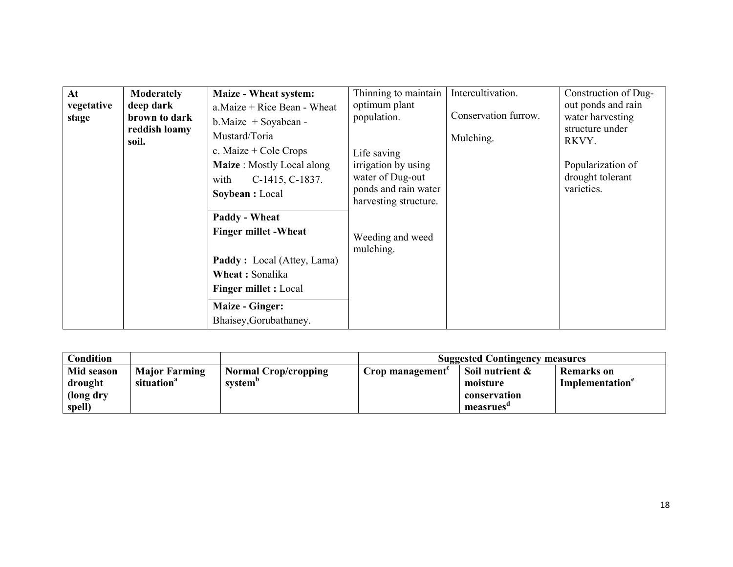| At vegetative stage | Moderately deep dark brown to dark reddish loamy soil. | **Maize - Wheat system:** a.Maize + Rice Bean - Wheat b.Maize + Soyabean - Mustard/Toria c. Maize + Cole Crops **Maize** : Mostly Local along with C-1415, C-1837. **Soybean :** Local | Thinning to maintain optimum plant population. Life saving irrigation by using water of Dug-out ponds and rain water harvesting structure. Weeding and weed mulching. | Intercultivation. Conservation furrow. Mulching. | Construction of Dug-out ponds and rain water harvesting structure under RKVY. Popularization of drought tolerant varieties. |
|---|---|---|---|---|---|
| | | **Paddy - Wheat** **Finger millet -Wheat** **Paddy :** Local (Attey, Lama) **Wheat :** Sonalika **Finger millet :** Local | | | |
| | | **Maize - Ginger:** Bhaisey,Gorubathaney. | | | |

| **Condition** | | | **Suggested Contingency measures** | | |
|---|---|---|---|---|---|
| **Mid season drought (long dry spell)** | **Major Farming situation[a]** | **Normal Crop/cropping system[b]** | **Crop management[c]** | **Soil nutrient & moisture conservation measrues[d]** | **Remarks on Implementation[e]** |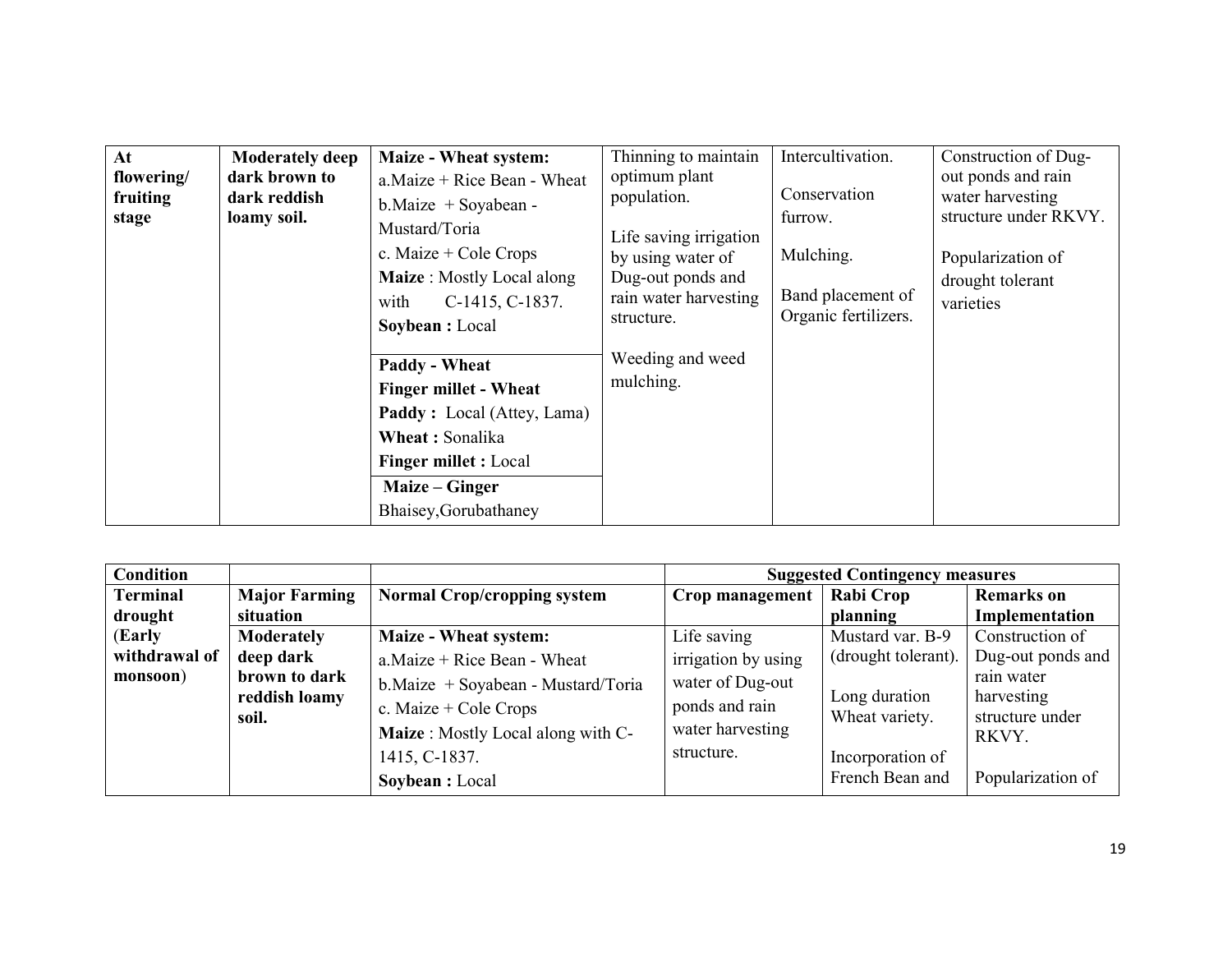| At flowering/ fruiting stage | Moderately deep dark brown to dark reddish loamy soil. | **Maize - Wheat system:**<br>a.Maize + Rice Bean - Wheat<br>b.Maize + Soyabean - Mustard/Toria<br>c. Maize + Cole Crops<br>**Maize** : Mostly Local along with C-1415, C-1837.<br>**Soybean :** Local | Thinning to maintain optimum plant population.<br><br>Life saving irrigation by using water of Dug-out ponds and rain water harvesting structure.<br><br>Weeding and weed mulching. | Intercultivation.<br><br>Conservation furrow.<br><br>Mulching.<br><br>Band placement of Organic fertilizers. | Construction of Dug-out ponds and rain water harvesting structure under RKVY.<br><br>Popularization of drought tolerant varieties |
|---|---|---|---|---|---|
| | | **Paddy - Wheat**<br>**Finger millet - Wheat**<br>**Paddy :** Local (Attey, Lama)<br>**Wheat :** Sonalika<br>**Finger millet :** Local | | | |
| | | **Maize – Ginger**<br>Bhaisey,Gorubathaney | | | |

| **Condition** | | | **Suggested Contingency measures** | | |
|---|---|---|---|---|---|
| **Terminal drought (Early withdrawal of monsoon)** | **Major Farming situation** | **Normal Crop/cropping system** | **Crop management** | **Rabi Crop planning** | **Remarks on Implementation** |
| | **Moderately deep dark brown to dark reddish loamy soil.** | **Maize - Wheat system:**<br>a.Maize + Rice Bean - Wheat<br>b.Maize + Soyabean - Mustard/Toria<br>c. Maize + Cole Crops<br>**Maize** : Mostly Local along with C-1415, C-1837.<br>**Soybean :** Local | Life saving irrigation by using water of Dug-out ponds and rain water harvesting structure. | Mustard var. B-9 (drought tolerant).<br><br>Long duration Wheat variety.<br><br>Incorporation of French Bean and | Construction of Dug-out ponds and rain water harvesting structure under RKVY.<br><br>Popularization of |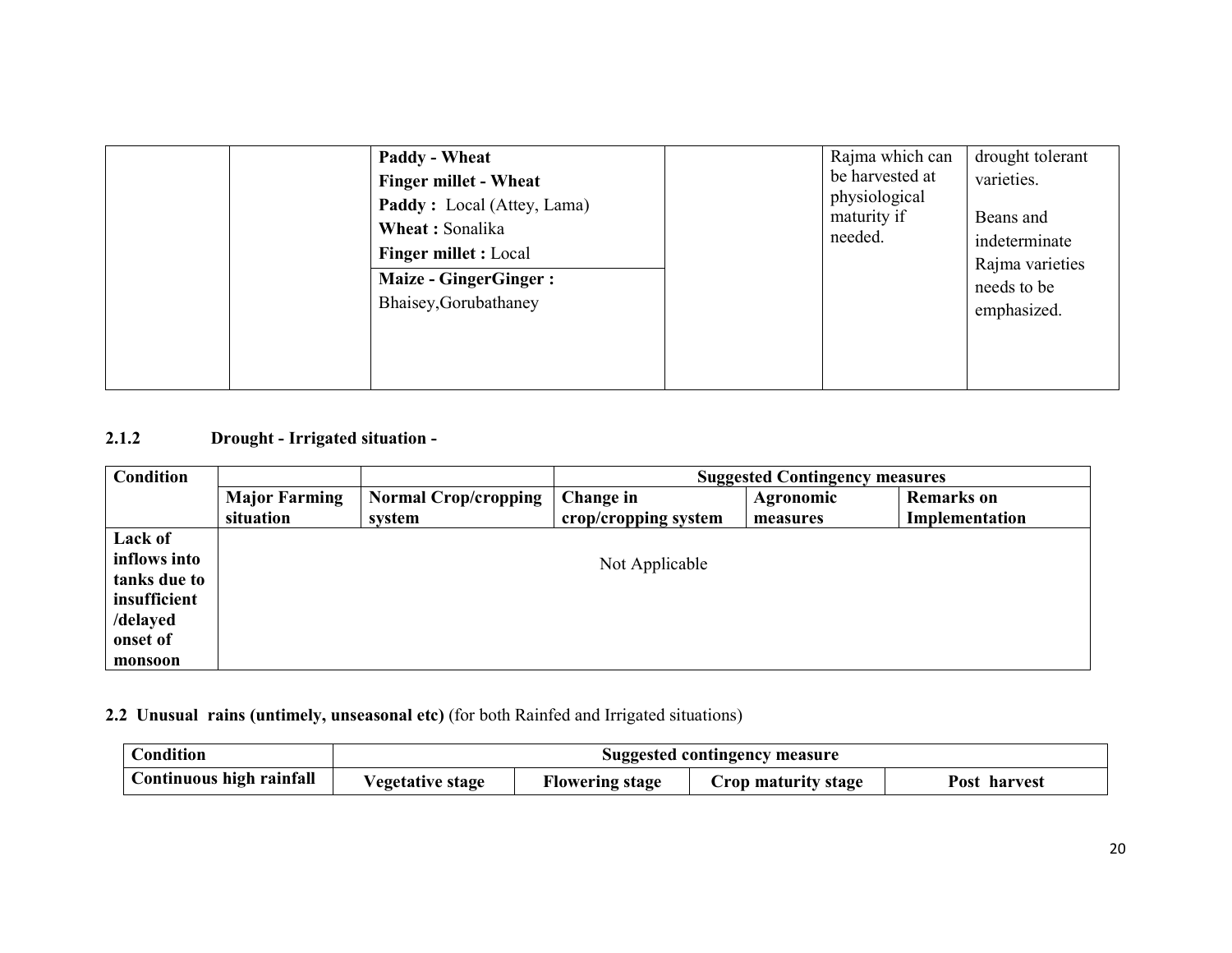|  |  | **Paddy - Wheat**<br>**Finger millet - Wheat**<br>**Paddy :** Local (Attey, Lama)<br>**Wheat :** Sonalika<br>**Finger millet :** Local |  | Rajma which can be harvested at physiological maturity if needed. | drought tolerant varieties.<br><br>Beans and indeterminate Rajma varieties needs to be emphasized. |
|---|---|---|---|---|---|
|  |  | **Maize - GingerGinger :** Bhaisey,Gorubathaney |  |  |  |

### 2.1.2 Drought - Irrigated situation -

| Condition |  |  | Suggested Contingency measures |  |  |
|---|---|---|---|---|---|
|  | **Major Farming situation** | **Normal Crop/cropping system** | **Change in crop/cropping system** | **Agronomic measures** | **Remarks on Implementation** |
| **Lack of inflows into tanks due to insufficient /delayed onset of monsoon** | Not Applicable |  |  |  |  |

### 2.2 Unusual rains (untimely, unseasonal etc) (for both Rainfed and Irrigated situations)

| Condition | Suggested contingency measure |  |  |  |
|---|---|---|---|---|
| **Continuous high rainfall** | **Vegetative stage** | **Flowering stage** | **Crop maturity stage** | **Post harvest** |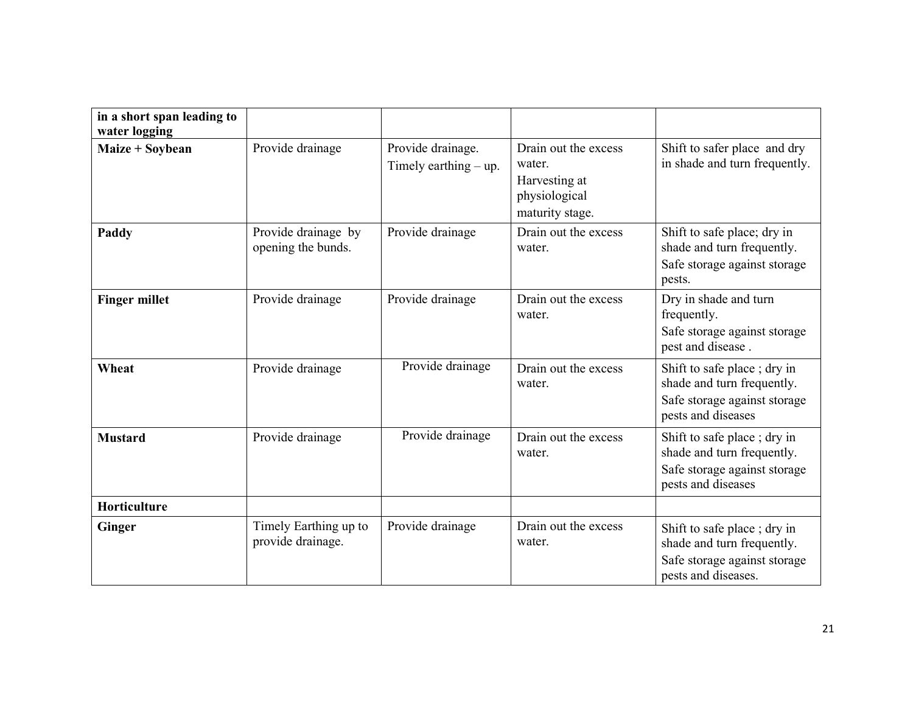| **in a short span leading to water logging** | | | | |
|---|---|---|---|---|
| **Maize + Soybean** | Provide drainage | Provide drainage. Timely earthing – up. | Drain out the excess water. Harvesting at physiological maturity stage. | Shift to safer place and dry in shade and turn frequently. |
| **Paddy** | Provide drainage by opening the bunds. | Provide drainage | Drain out the excess water. | Shift to safe place; dry in shade and turn frequently. Safe storage against storage pests. |
| **Finger millet** | Provide drainage | Provide drainage | Drain out the excess water. | Dry in shade and turn frequently. Safe storage against storage pest and disease . |
| **Wheat** | Provide drainage | Provide drainage | Drain out the excess water. | Shift to safe place ; dry in shade and turn frequently. Safe storage against storage pests and diseases |
| **Mustard** | Provide drainage | Provide drainage | Drain out the excess water. | Shift to safe place ; dry in shade and turn frequently. Safe storage against storage pests and diseases |
| **Horticulture** | | | | |
| **Ginger** | Timely Earthing up to provide drainage. | Provide drainage | Drain out the excess water. | Shift to safe place ; dry in shade and turn frequently. Safe storage against storage pests and diseases. |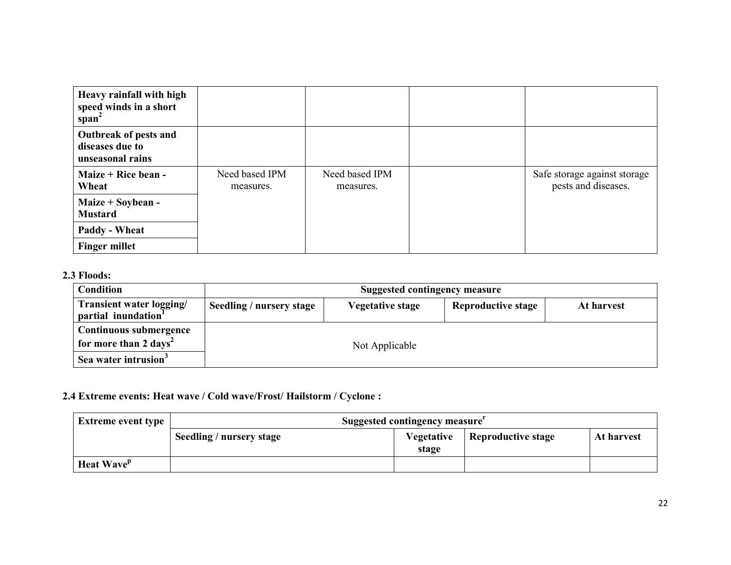| | | | | |
|---|---|---|---|---|
| **Heavy rainfall with high speed winds in a short span[2]** | | | | |
| **Outbreak of pests and diseases due to unseasonal rains** | | | | |
| **Maize + Rice bean - Wheat** | Need based IPM measures. | Need based IPM measures. | | Safe storage against storage pests and diseases. |
| **Maize + Soybean - Mustard** | | | | |
| **Paddy - Wheat** | | | | |
| **Finger millet** | | | | |

**2.3 Floods:**

| Condition | Suggested contingency measure | | | |
|---|---|---|---|---|
| **Transient water logging/ partial inundation[1]** | **Seedling / nursery stage** | **Vegetative stage** | **Reproductive stage** | **At harvest** |
| **Continuous submergence for more than 2 days[2]** | Not Applicable | | | |
| **Sea water intrusion[3]** | | | | |

**2.4 Extreme events: Heat wave / Cold wave/Frost/ Hailstorm / Cyclone :**

| Extreme event type | Suggested contingency measure[r] | | | |
|---|---|---|---|---|
| | **Seedling / nursery stage** | **Vegetative stage** | **Reproductive stage** | **At harvest** |
| **Heat Wave[p]** | | | | |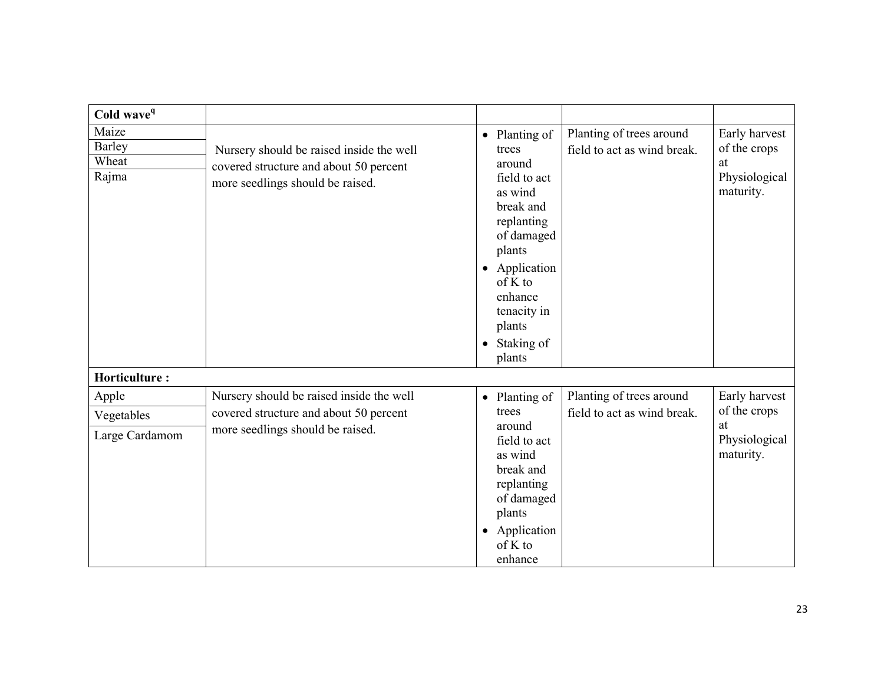| Cold wave[q] | | | | |
|---|---|---|---|---|
| Maize<br>Barley<br>Wheat<br>Rajma | Nursery should be raised inside the well covered structure and about 50 percent more seedlings should be raised. | • Planting of trees around field to act as wind break and replanting of damaged plants<br>• Application of K to enhance tenacity in plants<br>• Staking of plants | Planting of trees around field to act as wind break. | Early harvest of the crops at Physiological maturity. |
| **Horticulture :** | | | | |
| Apple<br>Vegetables<br>Large Cardamom | Nursery should be raised inside the well covered structure and about 50 percent more seedlings should be raised. | • Planting of trees around field to act as wind break and replanting of damaged plants<br>• Application of K to enhance | Planting of trees around field to act as wind break. | Early harvest of the crops at Physiological maturity. |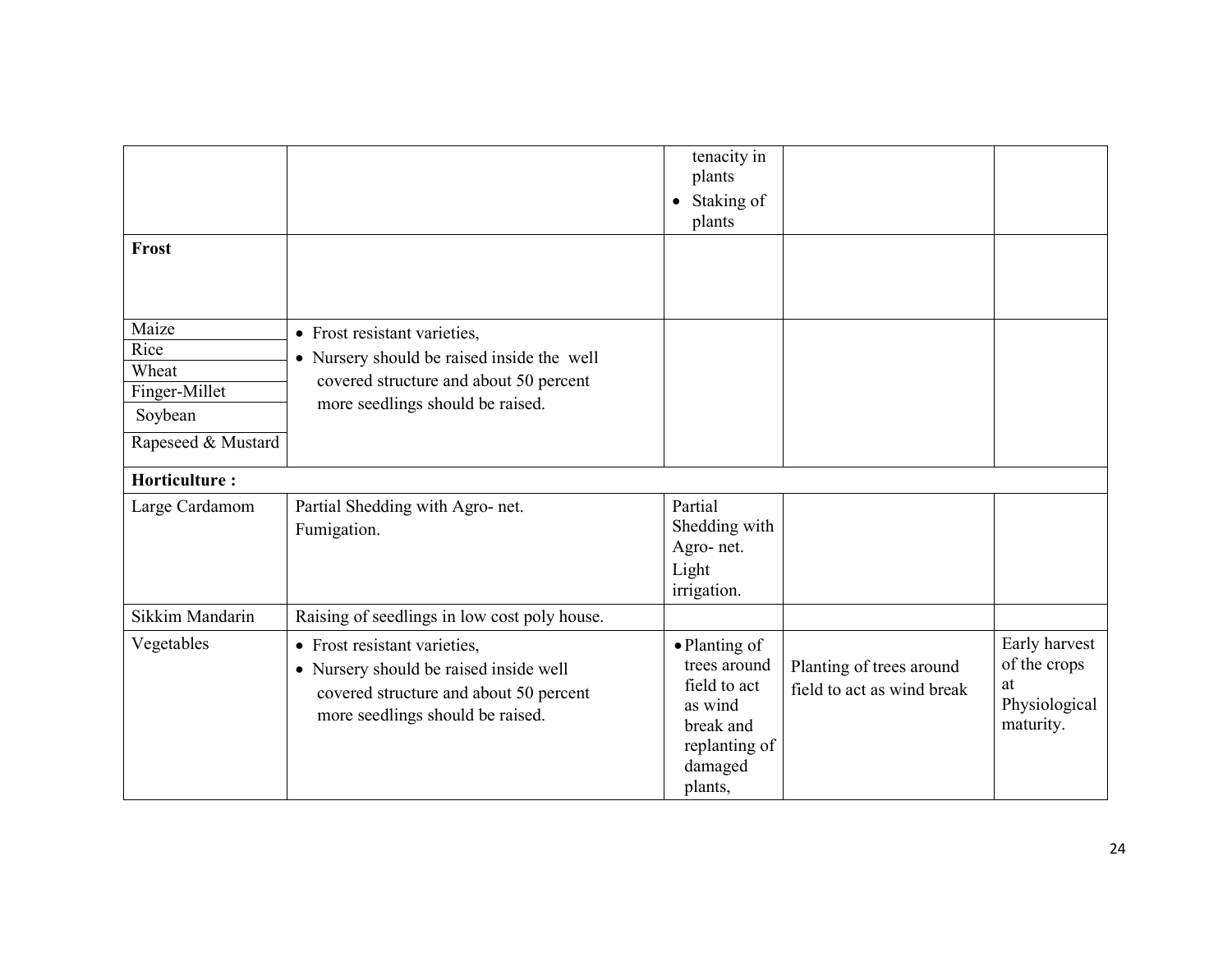| | | | | |
|---|---|---|---|---|
| | | tenacity in plants<br>• Staking of plants | | |
| **Frost** | | | | |
| Maize<br>Rice<br>Wheat<br>Finger-Millet<br>Soybean<br>Rapeseed & Mustard | • Frost resistant varieties,<br>• Nursery should be raised inside the well covered structure and about 50 percent more seedlings should be raised. | | | |
| **Horticulture :** | | | | |
| Large Cardamom | Partial Shedding with Agro- net.<br>Fumigation. | Partial Shedding with Agro- net.<br>Light irrigation. | | |
| Sikkim Mandarin | Raising of seedlings in low cost poly house. | | | |
| Vegetables | • Frost resistant varieties,<br>• Nursery should be raised inside well covered structure and about 50 percent more seedlings should be raised. | • Planting of trees around field to act as wind break and replanting of damaged plants, | Planting of trees around field to act as wind break | Early harvest of the crops at Physiological maturity. |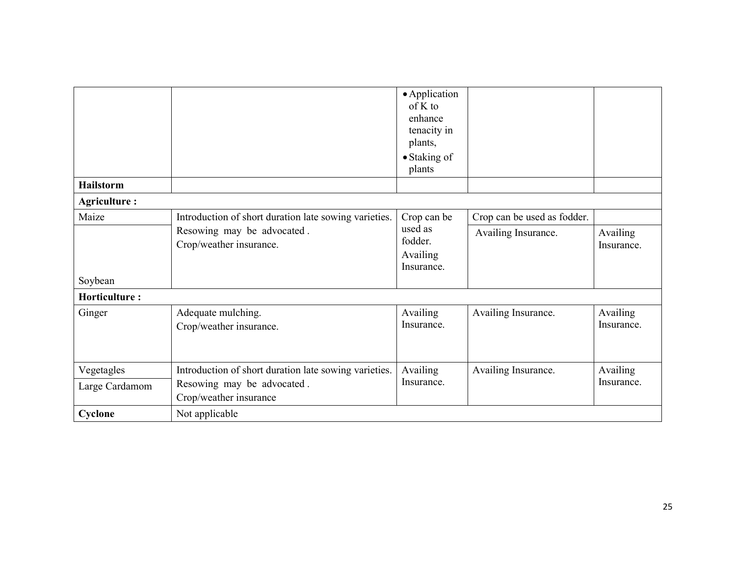| | | • Application of K to enhance tenacity in plants,<br>• Staking of plants | | |
|---|---|---|---|---|
| **Hailstorm** | | | | |
| **Agriculture :** | | | | |
| Maize | Introduction of short duration late sowing varieties.<br>Resowing may be advocated .<br>Crop/weather insurance. | Crop can be used as fodder.<br>Availing Insurance. | Crop can be used as fodder. | |
| Soybean | | | Availing Insurance. | Availing Insurance. |
| **Horticulture :** | | | | |
| Ginger | Adequate mulching.<br>Crop/weather insurance. | Availing Insurance. | Availing Insurance. | Availing Insurance. |
| Vegetagles | Introduction of short duration late sowing varieties.<br>Resowing may be advocated .<br>Crop/weather insurance | Availing Insurance. | Availing Insurance. | Availing Insurance. |
| Large Cardamom | | | | |
| **Cyclone** | Not applicable | | | |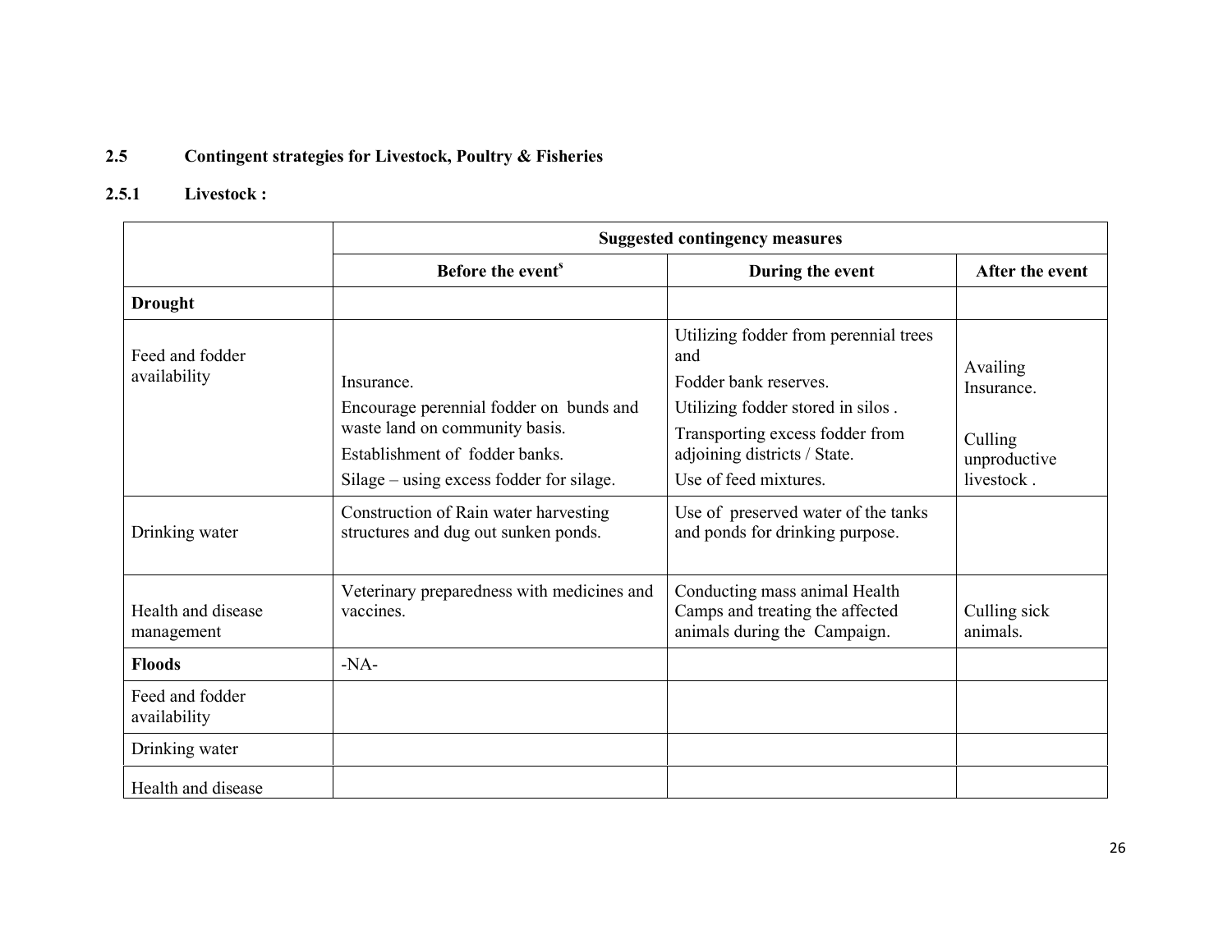## 2.5 Contingent strategies for Livestock, Poultry & Fisheries

### 2.5.1 Livestock :

| | Suggested contingency measures | | |
|---|---|---|---|
| | Before the event[s] | During the event | After the event |
| **Drought** | | | |
| Feed and fodder availability | Insurance.<br>Encourage perennial fodder on bunds and waste land on community basis.<br>Establishment of fodder banks.<br>Silage – using excess fodder for silage. | Utilizing fodder from perennial trees and<br>Fodder bank reserves.<br>Utilizing fodder stored in silos .<br>Transporting excess fodder from adjoining districts / State.<br>Use of feed mixtures. | Availing Insurance.<br><br>Culling unproductive livestock . |
| Drinking water | Construction of Rain water harvesting structures and dug out sunken ponds. | Use of preserved water of the tanks and ponds for drinking purpose. | |
| Health and disease management | Veterinary preparedness with medicines and vaccines. | Conducting mass animal Health Camps and treating the affected animals during the Campaign. | Culling sick animals. |
| **Floods** | -NA- | | |
| Feed and fodder availability | | | |
| Drinking water | | | |
| Health and disease | | | |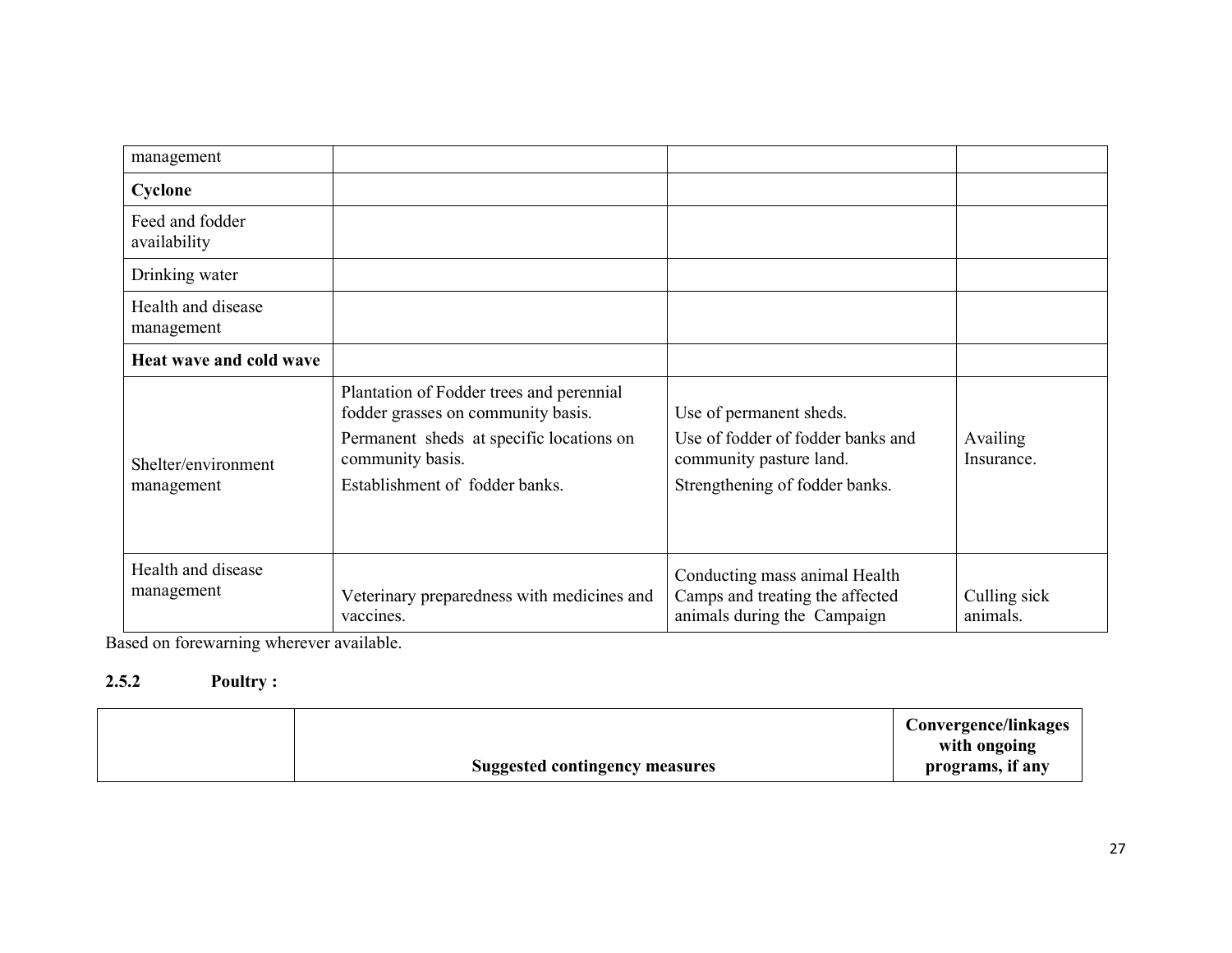| | | | |
|---|---|---|---|
| management | | | |
| **Cyclone** | | | |
| Feed and fodder availability | | | |
| Drinking water | | | |
| Health and disease management | | | |
| **Heat wave and cold wave** | | | |
| Shelter/environment management | Plantation of Fodder trees and perennial fodder grasses on community basis.<br>Permanent sheds at specific locations on community basis.<br>Establishment of fodder banks. | Use of permanent sheds.<br>Use of fodder of fodder banks and community pasture land.<br>Strengthening of fodder banks. | Availing Insurance. |
| Health and disease management | Veterinary preparedness with medicines and vaccines. | Conducting mass animal Health Camps and treating the affected animals during the Campaign | Culling sick animals. |

Based on forewarning wherever available.

### 2.5.2 Poultry :

| | Suggested contingency measures | Convergence/linkages with ongoing programs, if any |
|---|---|---|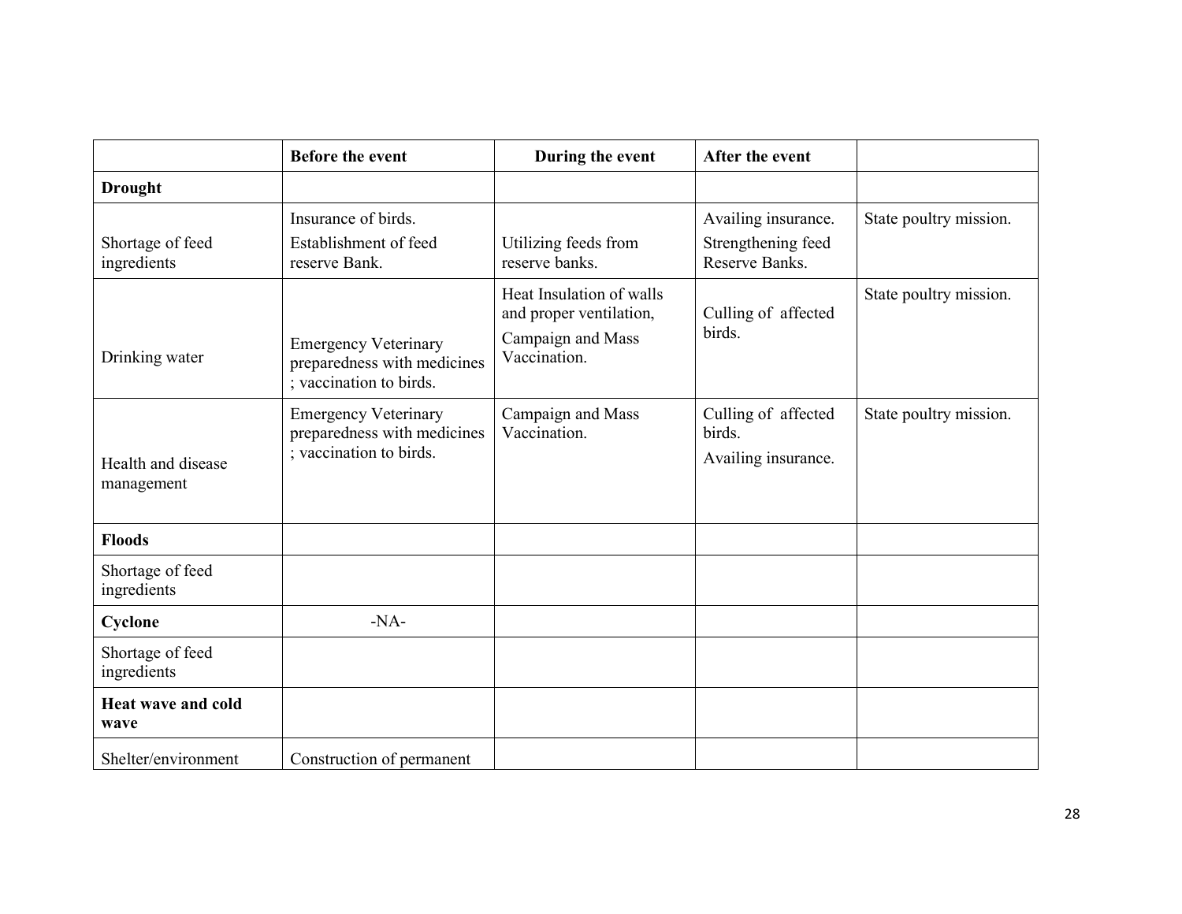| | Before the event | During the event | After the event | |
|---|---|---|---|---|
| **Drought** | | | | |
| Shortage of feed ingredients | Insurance of birds. Establishment of feed reserve Bank. | Utilizing feeds from reserve banks. | Availing insurance. Strengthening feed Reserve Banks. | State poultry mission. |
| Drinking water | Emergency Veterinary preparedness with medicines ; vaccination to birds. | Heat Insulation of walls and proper ventilation, Campaign and Mass Vaccination. | Culling of affected birds. | State poultry mission. |
| Health and disease management | Emergency Veterinary preparedness with medicines ; vaccination to birds. | Campaign and Mass Vaccination. | Culling of affected birds. Availing insurance. | State poultry mission. |
| **Floods** | | | | |
| Shortage of feed ingredients | | | | |
| **Cyclone** | -NA- | | | |
| Shortage of feed ingredients | | | | |
| **Heat wave and cold wave** | | | | |
| Shelter/environment | Construction of permanent | | | |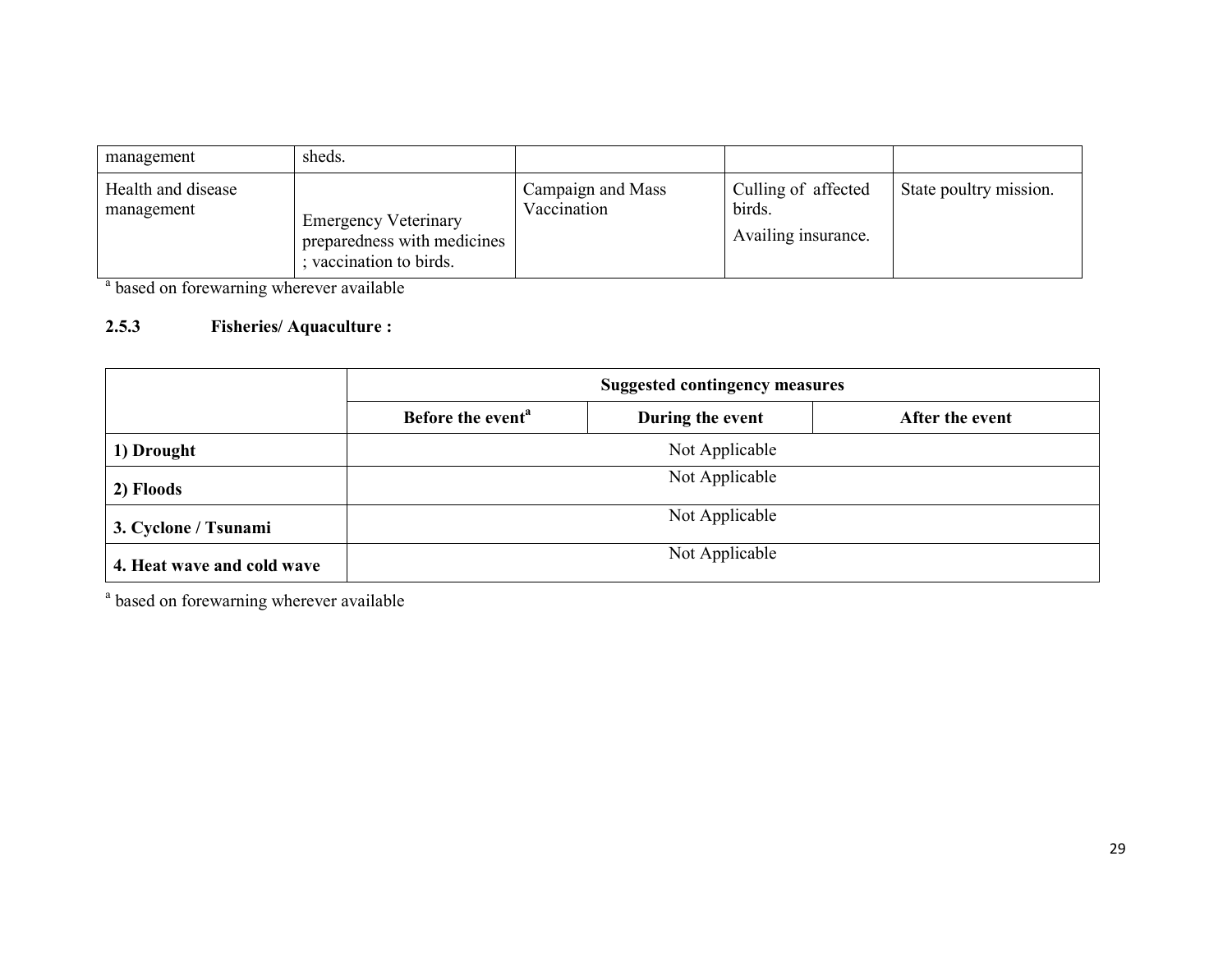| | | | | |
|---|---|---|---|---|
| management | sheds. | | | |
| Health and disease management | Emergency Veterinary preparedness with medicines ; vaccination to birds. | Campaign and Mass Vaccination | Culling of affected birds. Availing insurance. | State poultry mission. |

[a] based on forewarning wherever available

### 2.5.3 Fisheries/ Aquaculture :

| | Suggested contingency measures | | |
|---|---|---|---|
| | **Before the event[a]** | **During the event** | **After the event** |
| **1) Drought** | Not Applicable | | |
| **2) Floods** | Not Applicable | | |
| **3. Cyclone / Tsunami** | Not Applicable | | |
| **4. Heat wave and cold wave** | Not Applicable | | |

[a] based on forewarning wherever available